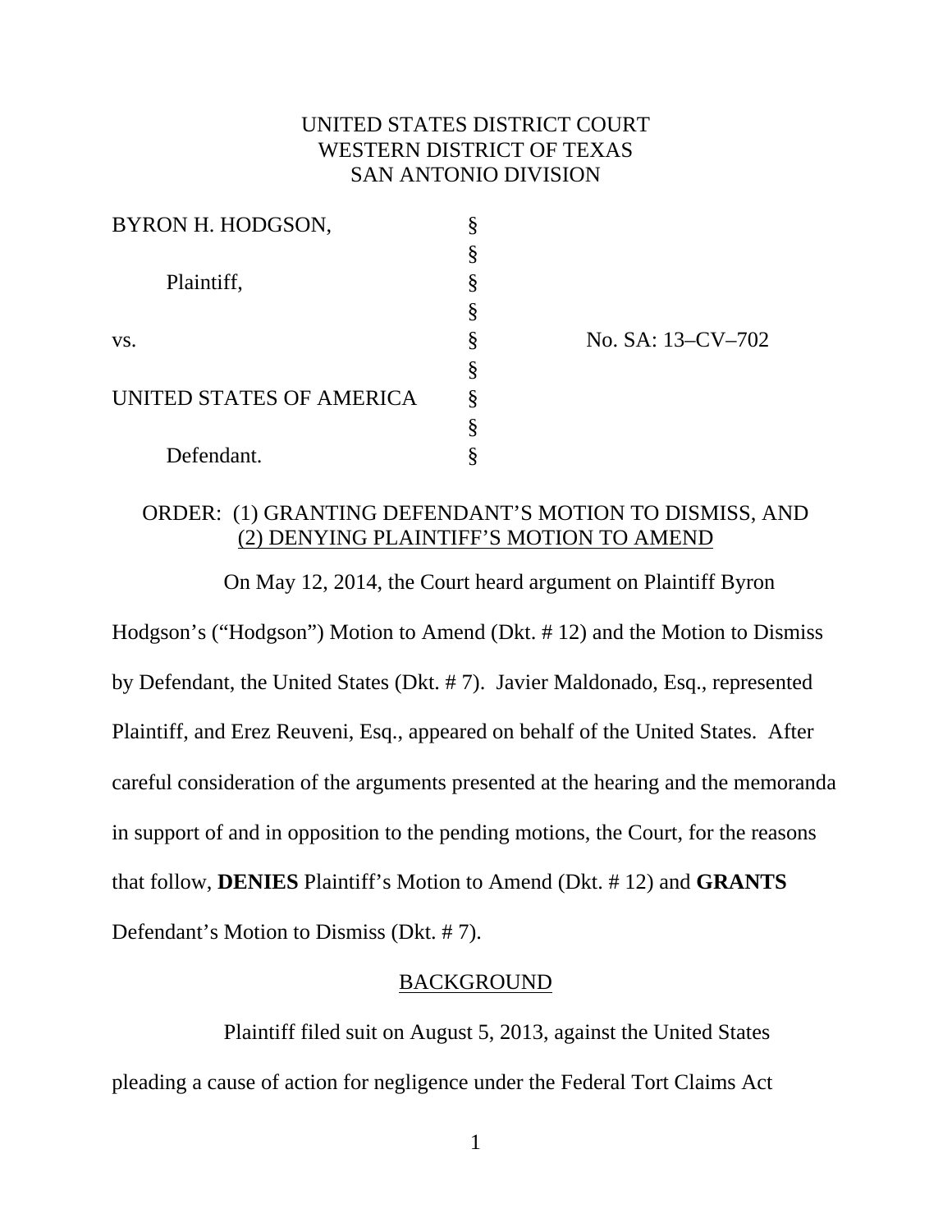UNITED STATES DISTRICT COURT
WESTERN DISTRICT OF TEXAS
SAN ANTONIO DIVISION

| | | |
|---|---|---|
| BYRON H. HODGSON, | § | |
| | § | |
| Plaintiff, | § | |
| | § | |
| vs. | § | No. SA: 13–CV–702 |
| | § | |
| UNITED STATES OF AMERICA | § | |
| | § | |
| Defendant. | § | |

ORDER: (1) GRANTING DEFENDANT'S MOTION TO DISMISS, AND (2) DENYING PLAINTIFF'S MOTION TO AMEND

On May 12, 2014, the Court heard argument on Plaintiff Byron Hodgson's ("Hodgson") Motion to Amend (Dkt. # 12) and the Motion to Dismiss by Defendant, the United States (Dkt. # 7). Javier Maldonado, Esq., represented Plaintiff, and Erez Reuveni, Esq., appeared on behalf of the United States. After careful consideration of the arguments presented at the hearing and the memoranda in support of and in opposition to the pending motions, the Court, for the reasons that follow, **DENIES** Plaintiff's Motion to Amend (Dkt. # 12) and **GRANTS** Defendant's Motion to Dismiss (Dkt. # 7).

## BACKGROUND

Plaintiff filed suit on August 5, 2013, against the United States pleading a cause of action for negligence under the Federal Tort Claims Act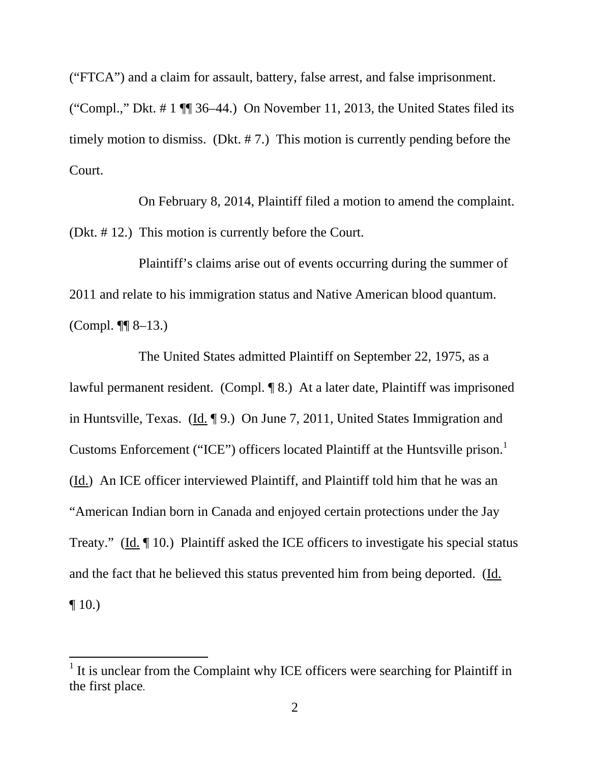("FTCA") and a claim for assault, battery, false arrest, and false imprisonment. ("Compl.," Dkt. # 1 ¶¶ 36–44.) On November 11, 2013, the United States filed its timely motion to dismiss. (Dkt. # 7.) This motion is currently pending before the Court.

On February 8, 2014, Plaintiff filed a motion to amend the complaint. (Dkt. # 12.) This motion is currently before the Court.

Plaintiff's claims arise out of events occurring during the summer of 2011 and relate to his immigration status and Native American blood quantum. (Compl. ¶¶ 8–13.)

The United States admitted Plaintiff on September 22, 1975, as a lawful permanent resident. (Compl. ¶ 8.) At a later date, Plaintiff was imprisoned in Huntsville, Texas. (Id. ¶ 9.) On June 7, 2011, United States Immigration and Customs Enforcement ("ICE") officers located Plaintiff at the Huntsville prison.[1] (Id.) An ICE officer interviewed Plaintiff, and Plaintiff told him that he was an "American Indian born in Canada and enjoyed certain protections under the Jay Treaty." (Id. ¶ 10.) Plaintiff asked the ICE officers to investigate his special status and the fact that he believed this status prevented him from being deported. (Id. ¶ 10.)

[1] It is unclear from the Complaint why ICE officers were searching for Plaintiff in the first place.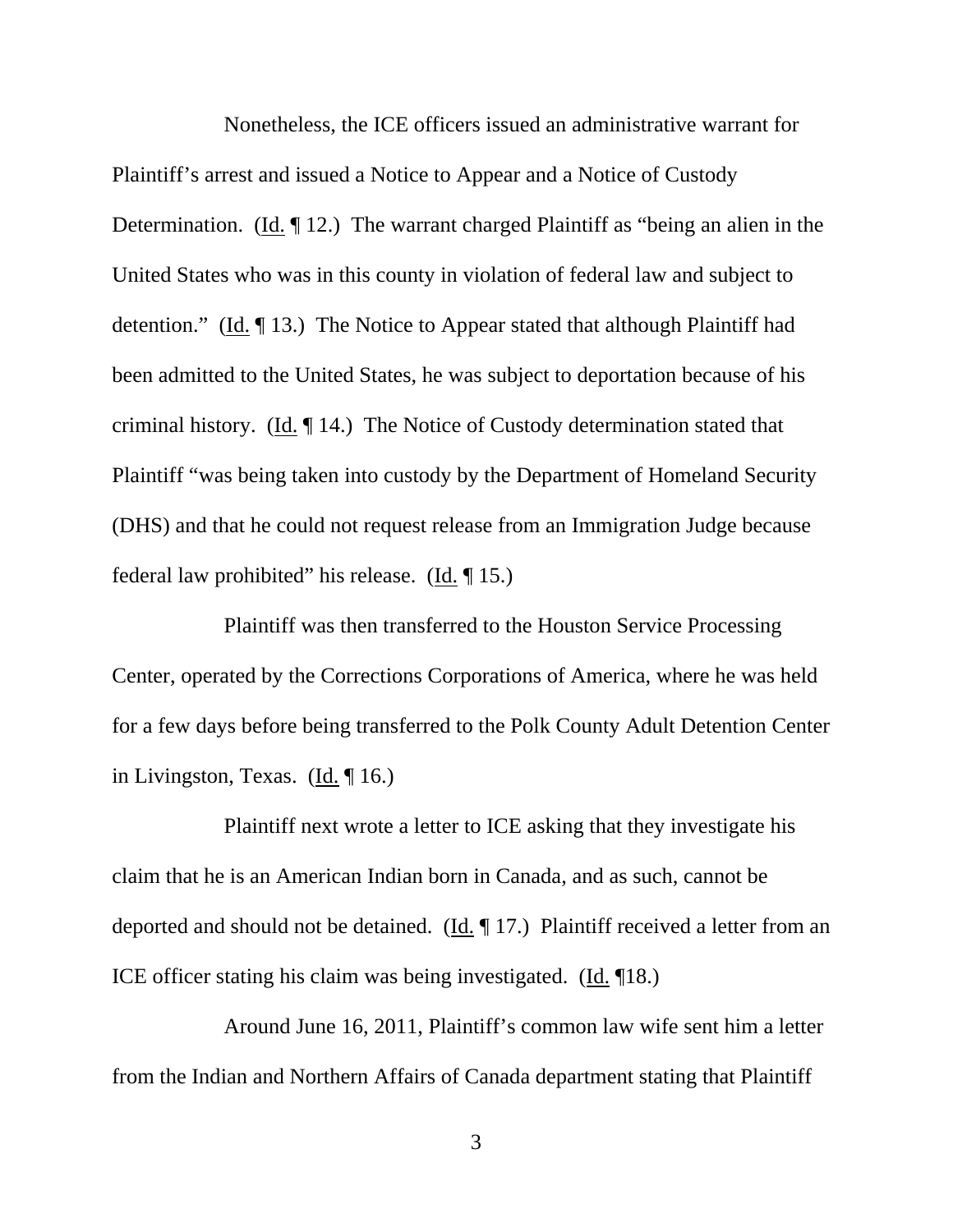Nonetheless, the ICE officers issued an administrative warrant for Plaintiff's arrest and issued a Notice to Appear and a Notice of Custody Determination. (Id. ¶ 12.) The warrant charged Plaintiff as "being an alien in the United States who was in this county in violation of federal law and subject to detention." (Id. ¶ 13.) The Notice to Appear stated that although Plaintiff had been admitted to the United States, he was subject to deportation because of his criminal history. (Id. ¶ 14.) The Notice of Custody determination stated that Plaintiff "was being taken into custody by the Department of Homeland Security (DHS) and that he could not request release from an Immigration Judge because federal law prohibited" his release. (Id. ¶ 15.)

Plaintiff was then transferred to the Houston Service Processing Center, operated by the Corrections Corporations of America, where he was held for a few days before being transferred to the Polk County Adult Detention Center in Livingston, Texas. (Id. ¶ 16.)

Plaintiff next wrote a letter to ICE asking that they investigate his claim that he is an American Indian born in Canada, and as such, cannot be deported and should not be detained. (Id. ¶ 17.) Plaintiff received a letter from an ICE officer stating his claim was being investigated. (Id. ¶18.)

Around June 16, 2011, Plaintiff's common law wife sent him a letter from the Indian and Northern Affairs of Canada department stating that Plaintiff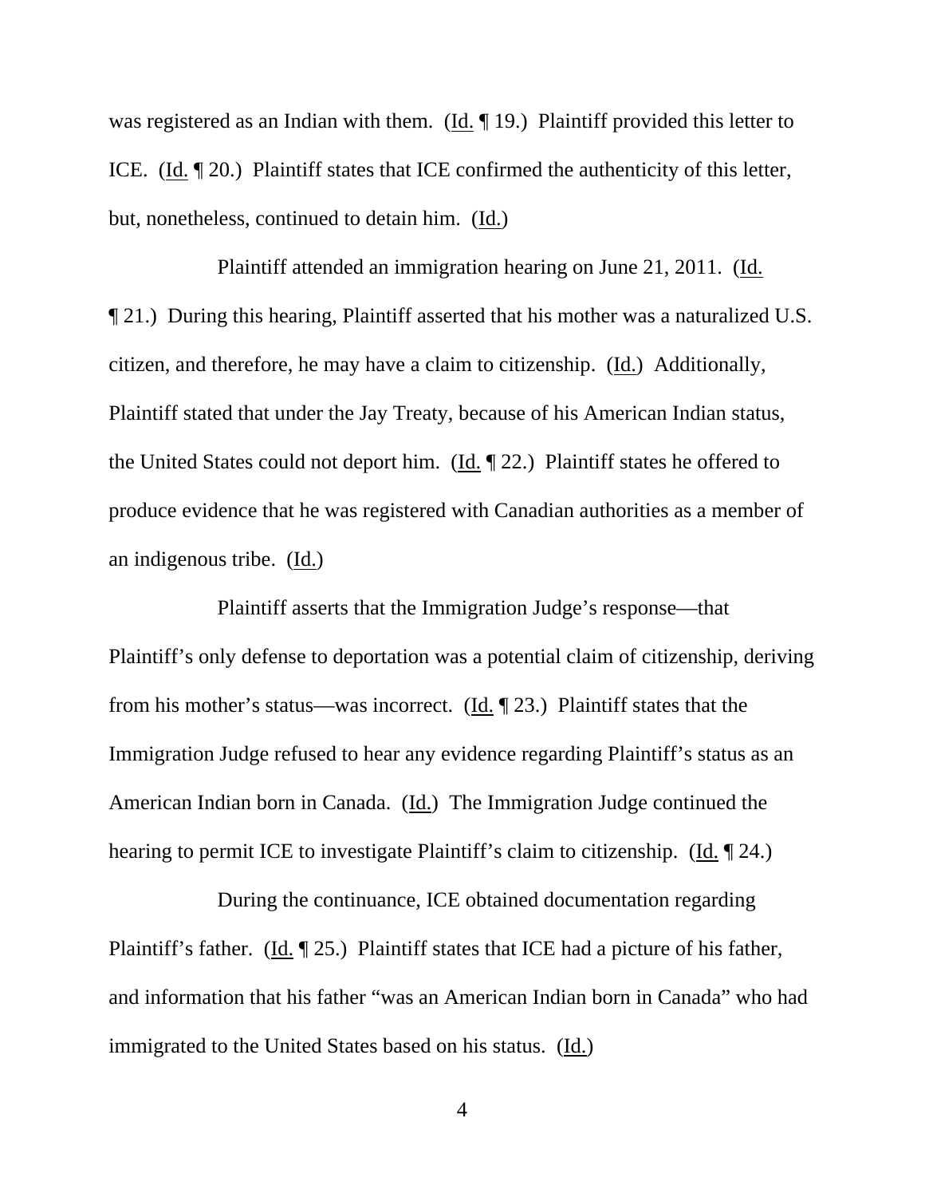was registered as an Indian with them. (Id. ¶ 19.) Plaintiff provided this letter to ICE. (Id. ¶ 20.) Plaintiff states that ICE confirmed the authenticity of this letter, but, nonetheless, continued to detain him. (Id.)

Plaintiff attended an immigration hearing on June 21, 2011. (Id. ¶ 21.) During this hearing, Plaintiff asserted that his mother was a naturalized U.S. citizen, and therefore, he may have a claim to citizenship. (Id.) Additionally, Plaintiff stated that under the Jay Treaty, because of his American Indian status, the United States could not deport him. (Id. ¶ 22.) Plaintiff states he offered to produce evidence that he was registered with Canadian authorities as a member of an indigenous tribe. (Id.)

Plaintiff asserts that the Immigration Judge's response—that Plaintiff's only defense to deportation was a potential claim of citizenship, deriving from his mother's status—was incorrect. (Id. ¶ 23.) Plaintiff states that the Immigration Judge refused to hear any evidence regarding Plaintiff's status as an American Indian born in Canada. (Id.) The Immigration Judge continued the hearing to permit ICE to investigate Plaintiff's claim to citizenship. (Id. ¶ 24.)

During the continuance, ICE obtained documentation regarding Plaintiff's father. (Id. ¶ 25.) Plaintiff states that ICE had a picture of his father, and information that his father "was an American Indian born in Canada" who had immigrated to the United States based on his status. (Id.)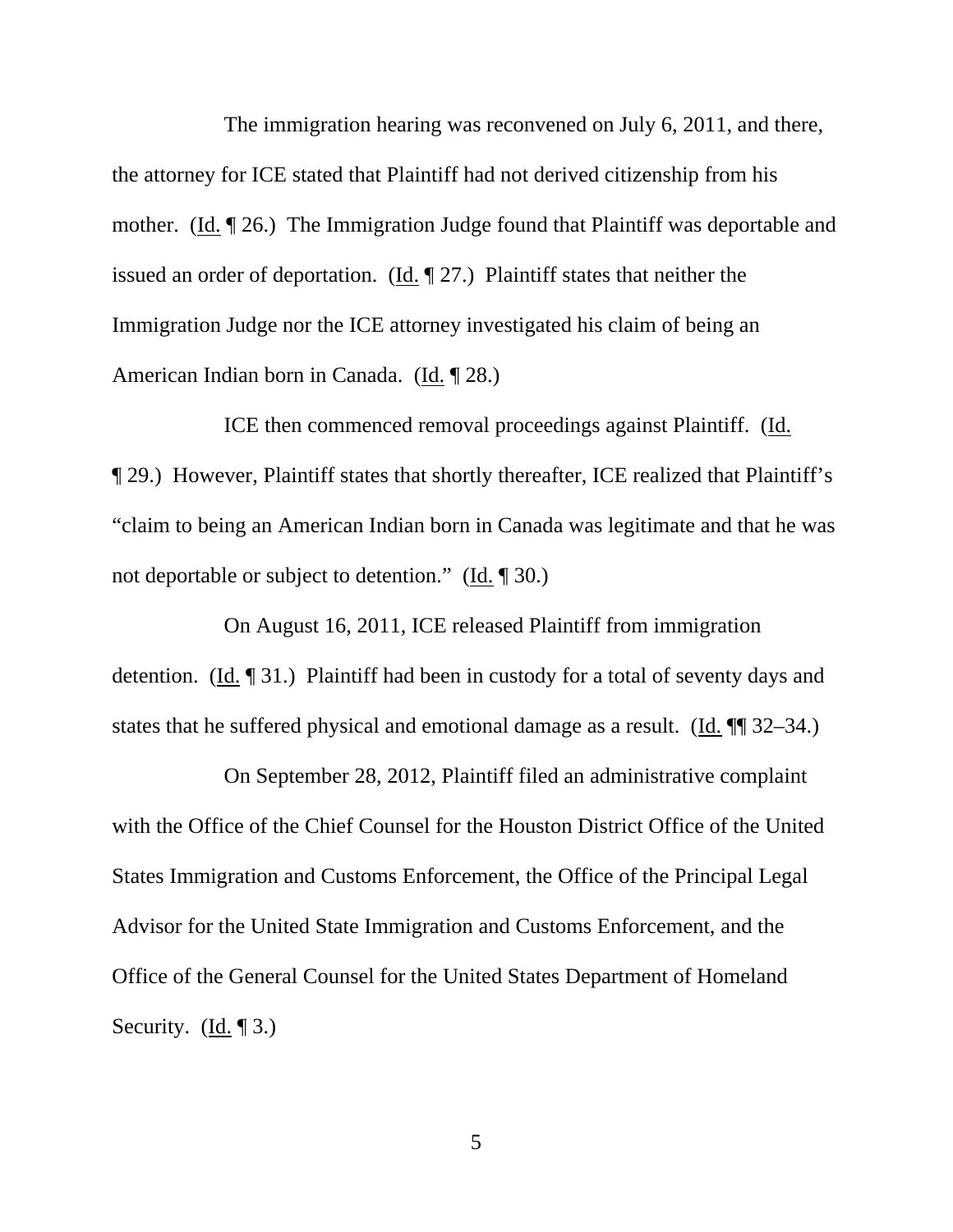The immigration hearing was reconvened on July 6, 2011, and there, the attorney for ICE stated that Plaintiff had not derived citizenship from his mother. (Id. ¶ 26.) The Immigration Judge found that Plaintiff was deportable and issued an order of deportation. (Id. ¶ 27.) Plaintiff states that neither the Immigration Judge nor the ICE attorney investigated his claim of being an American Indian born in Canada. (Id. ¶ 28.)

ICE then commenced removal proceedings against Plaintiff. (Id. ¶ 29.) However, Plaintiff states that shortly thereafter, ICE realized that Plaintiff's "claim to being an American Indian born in Canada was legitimate and that he was not deportable or subject to detention." (Id. ¶ 30.)

On August 16, 2011, ICE released Plaintiff from immigration detention. (Id. ¶ 31.) Plaintiff had been in custody for a total of seventy days and states that he suffered physical and emotional damage as a result. (Id. ¶¶ 32–34.)

On September 28, 2012, Plaintiff filed an administrative complaint with the Office of the Chief Counsel for the Houston District Office of the United States Immigration and Customs Enforcement, the Office of the Principal Legal Advisor for the United State Immigration and Customs Enforcement, and the Office of the General Counsel for the United States Department of Homeland Security. (Id. ¶ 3.)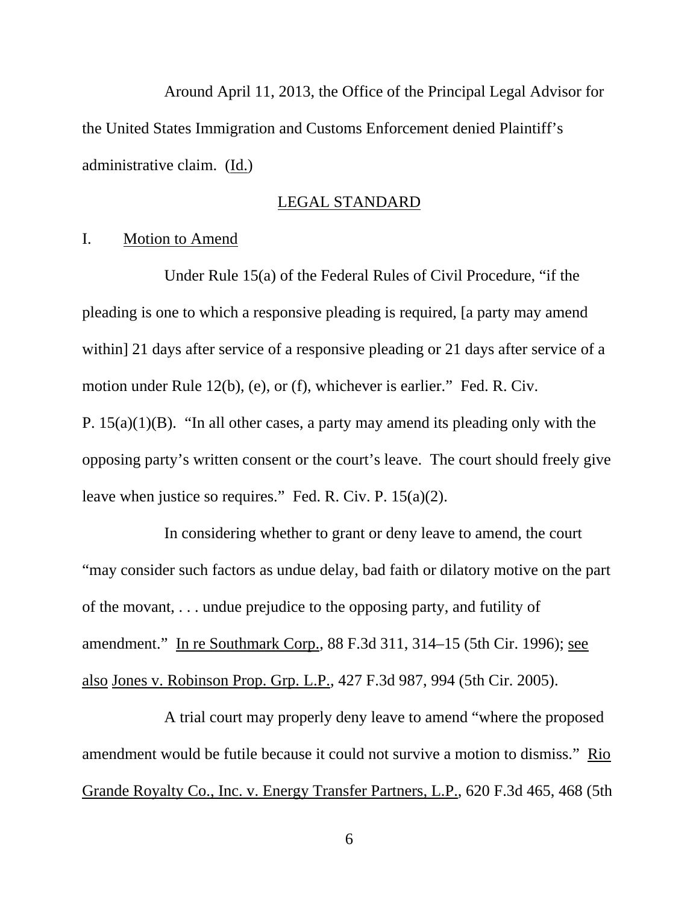Around April 11, 2013, the Office of the Principal Legal Advisor for the United States Immigration and Customs Enforcement denied Plaintiff's administrative claim. (Id.)

## LEGAL STANDARD

### I. Motion to Amend

Under Rule 15(a) of the Federal Rules of Civil Procedure, "if the pleading is one to which a responsive pleading is required, [a party may amend within] 21 days after service of a responsive pleading or 21 days after service of a motion under Rule 12(b), (e), or (f), whichever is earlier." Fed. R. Civ. P. 15(a)(1)(B). "In all other cases, a party may amend its pleading only with the opposing party's written consent or the court's leave. The court should freely give leave when justice so requires." Fed. R. Civ. P. 15(a)(2).

In considering whether to grant or deny leave to amend, the court "may consider such factors as undue delay, bad faith or dilatory motive on the part of the movant, . . . undue prejudice to the opposing party, and futility of amendment." In re Southmark Corp., 88 F.3d 311, 314–15 (5th Cir. 1996); see also Jones v. Robinson Prop. Grp. L.P., 427 F.3d 987, 994 (5th Cir. 2005).

A trial court may properly deny leave to amend "where the proposed amendment would be futile because it could not survive a motion to dismiss." Rio Grande Royalty Co., Inc. v. Energy Transfer Partners, L.P., 620 F.3d 465, 468 (5th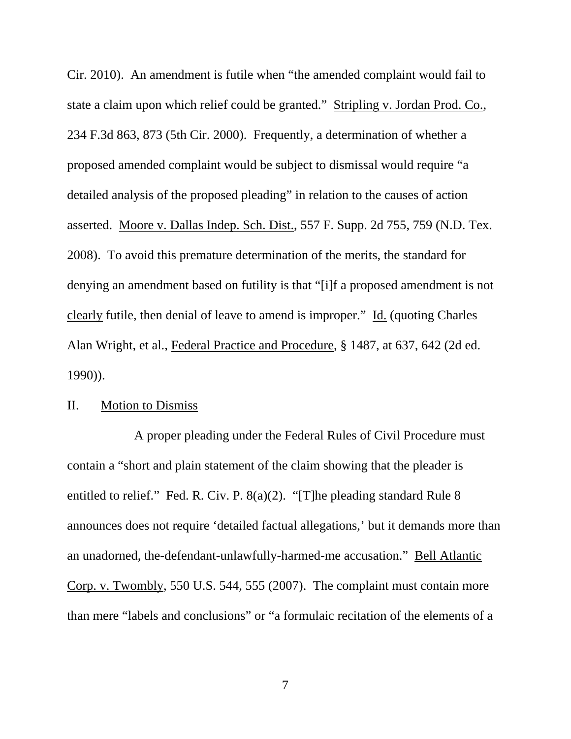Cir. 2010). An amendment is futile when "the amended complaint would fail to state a claim upon which relief could be granted." Stripling v. Jordan Prod. Co., 234 F.3d 863, 873 (5th Cir. 2000). Frequently, a determination of whether a proposed amended complaint would be subject to dismissal would require "a detailed analysis of the proposed pleading" in relation to the causes of action asserted. Moore v. Dallas Indep. Sch. Dist., 557 F. Supp. 2d 755, 759 (N.D. Tex. 2008). To avoid this premature determination of the merits, the standard for denying an amendment based on futility is that "[i]f a proposed amendment is not clearly futile, then denial of leave to amend is improper." Id. (quoting Charles Alan Wright, et al., Federal Practice and Procedure, § 1487, at 637, 642 (2d ed. 1990)).

## II. Motion to Dismiss

A proper pleading under the Federal Rules of Civil Procedure must contain a "short and plain statement of the claim showing that the pleader is entitled to relief." Fed. R. Civ. P. 8(a)(2). "[T]he pleading standard Rule 8 announces does not require 'detailed factual allegations,' but it demands more than an unadorned, the-defendant-unlawfully-harmed-me accusation." Bell Atlantic Corp. v. Twombly, 550 U.S. 544, 555 (2007). The complaint must contain more than mere "labels and conclusions" or "a formulaic recitation of the elements of a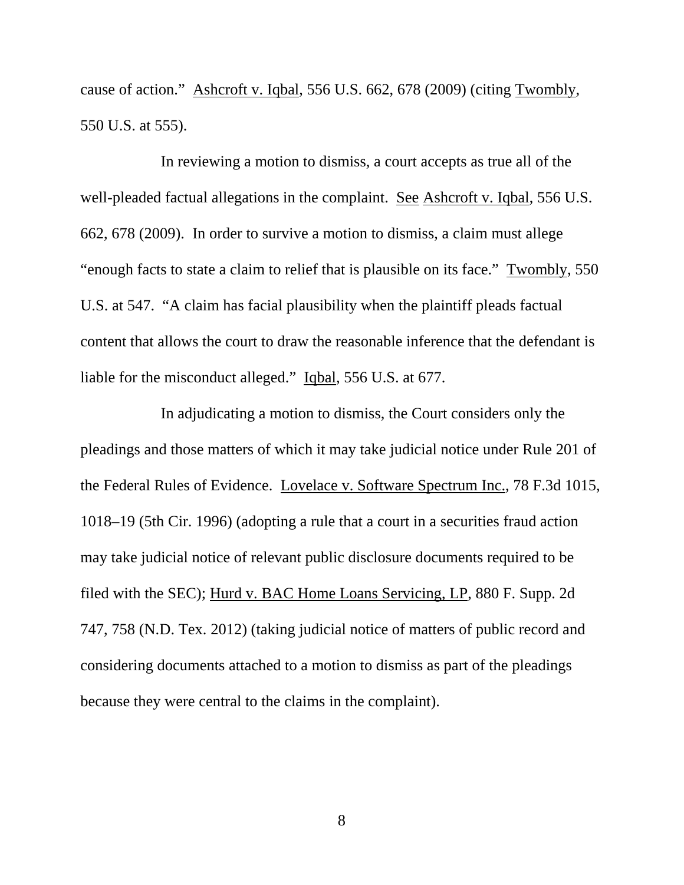cause of action." Ashcroft v. Iqbal, 556 U.S. 662, 678 (2009) (citing Twombly, 550 U.S. at 555).

In reviewing a motion to dismiss, a court accepts as true all of the well-pleaded factual allegations in the complaint. See Ashcroft v. Iqbal, 556 U.S. 662, 678 (2009). In order to survive a motion to dismiss, a claim must allege "enough facts to state a claim to relief that is plausible on its face." Twombly, 550 U.S. at 547. "A claim has facial plausibility when the plaintiff pleads factual content that allows the court to draw the reasonable inference that the defendant is liable for the misconduct alleged." Iqbal, 556 U.S. at 677.

In adjudicating a motion to dismiss, the Court considers only the pleadings and those matters of which it may take judicial notice under Rule 201 of the Federal Rules of Evidence. Lovelace v. Software Spectrum Inc., 78 F.3d 1015, 1018–19 (5th Cir. 1996) (adopting a rule that a court in a securities fraud action may take judicial notice of relevant public disclosure documents required to be filed with the SEC); Hurd v. BAC Home Loans Servicing, LP, 880 F. Supp. 2d 747, 758 (N.D. Tex. 2012) (taking judicial notice of matters of public record and considering documents attached to a motion to dismiss as part of the pleadings because they were central to the claims in the complaint).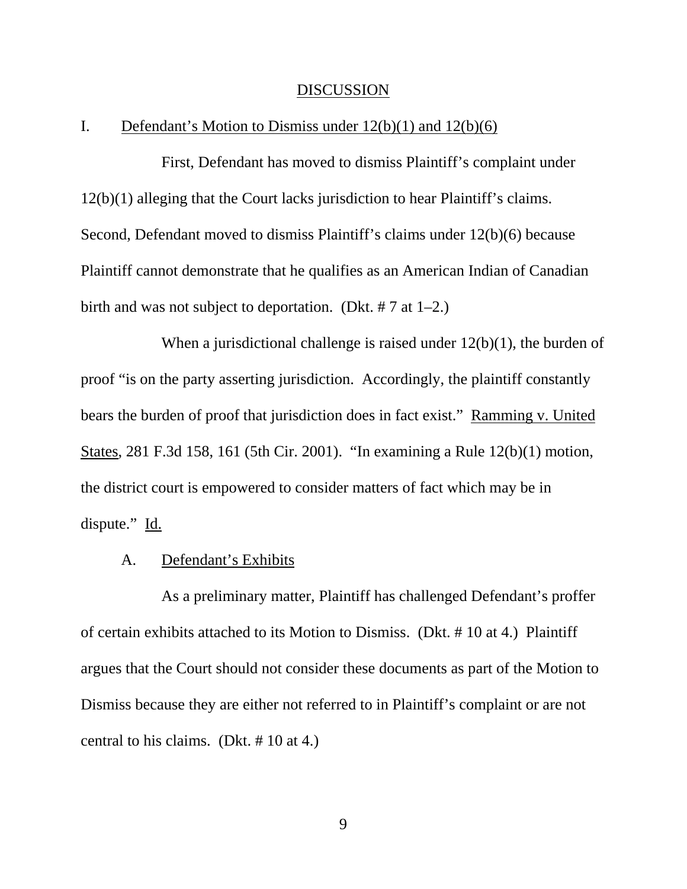## DISCUSSION

### I. Defendant's Motion to Dismiss under 12(b)(1) and 12(b)(6)

First, Defendant has moved to dismiss Plaintiff's complaint under 12(b)(1) alleging that the Court lacks jurisdiction to hear Plaintiff's claims. Second, Defendant moved to dismiss Plaintiff's claims under 12(b)(6) because Plaintiff cannot demonstrate that he qualifies as an American Indian of Canadian birth and was not subject to deportation. (Dkt. # 7 at 1–2.)

When a jurisdictional challenge is raised under 12(b)(1), the burden of proof "is on the party asserting jurisdiction. Accordingly, the plaintiff constantly bears the burden of proof that jurisdiction does in fact exist." Ramming v. United States, 281 F.3d 158, 161 (5th Cir. 2001). "In examining a Rule 12(b)(1) motion, the district court is empowered to consider matters of fact which may be in dispute." Id.

#### A. Defendant's Exhibits

As a preliminary matter, Plaintiff has challenged Defendant's proffer of certain exhibits attached to its Motion to Dismiss. (Dkt. # 10 at 4.) Plaintiff argues that the Court should not consider these documents as part of the Motion to Dismiss because they are either not referred to in Plaintiff's complaint or are not central to his claims. (Dkt. # 10 at 4.)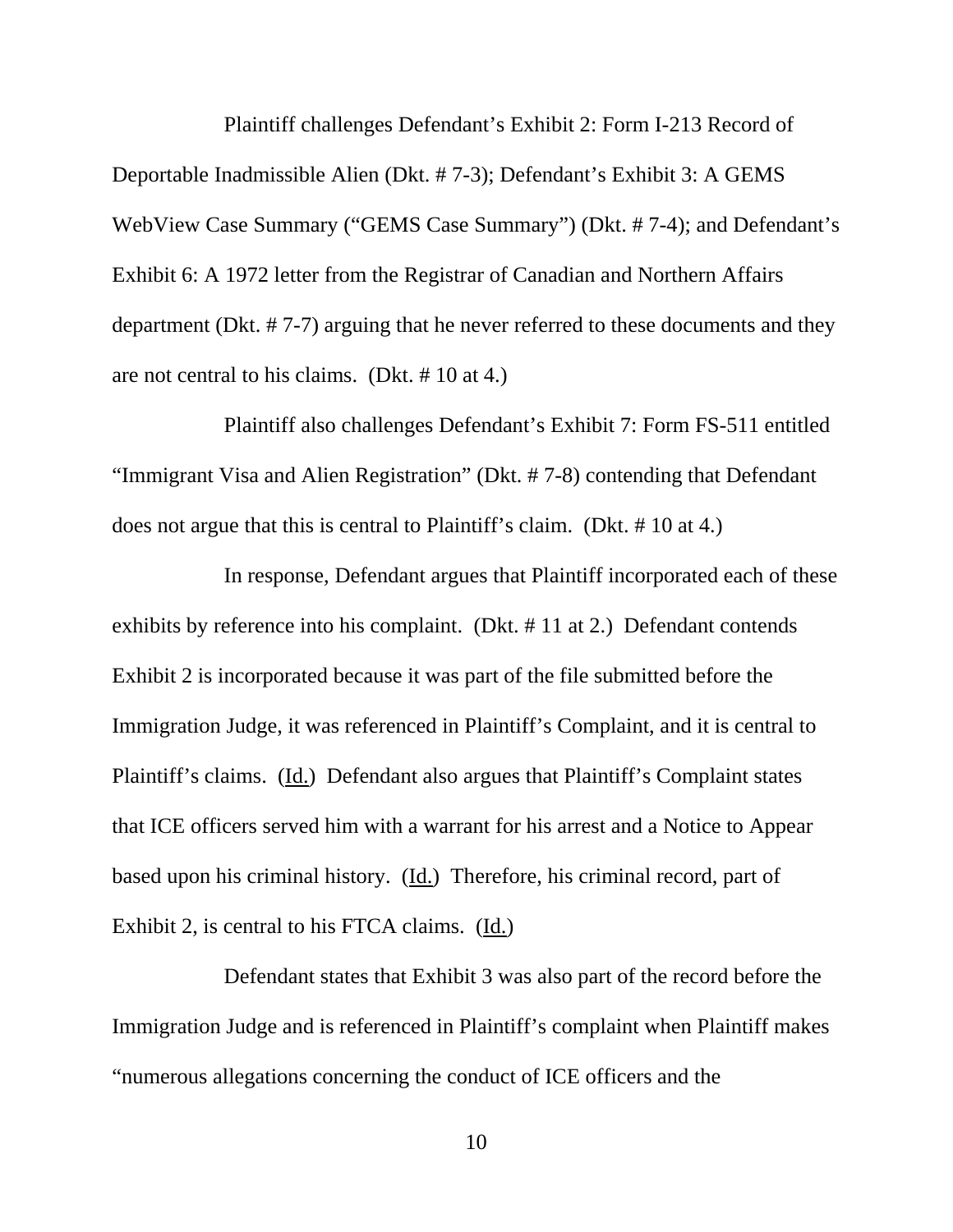Plaintiff challenges Defendant's Exhibit 2: Form I-213 Record of Deportable Inadmissible Alien (Dkt. # 7-3); Defendant's Exhibit 3: A GEMS WebView Case Summary ("GEMS Case Summary") (Dkt. # 7-4); and Defendant's Exhibit 6: A 1972 letter from the Registrar of Canadian and Northern Affairs department (Dkt. # 7-7) arguing that he never referred to these documents and they are not central to his claims. (Dkt. # 10 at 4.)

Plaintiff also challenges Defendant's Exhibit 7: Form FS-511 entitled "Immigrant Visa and Alien Registration" (Dkt. # 7-8) contending that Defendant does not argue that this is central to Plaintiff's claim. (Dkt. # 10 at 4.)

In response, Defendant argues that Plaintiff incorporated each of these exhibits by reference into his complaint. (Dkt. # 11 at 2.) Defendant contends Exhibit 2 is incorporated because it was part of the file submitted before the Immigration Judge, it was referenced in Plaintiff's Complaint, and it is central to Plaintiff's claims. (Id.) Defendant also argues that Plaintiff's Complaint states that ICE officers served him with a warrant for his arrest and a Notice to Appear based upon his criminal history. (Id.) Therefore, his criminal record, part of Exhibit 2, is central to his FTCA claims. (Id.)

Defendant states that Exhibit 3 was also part of the record before the Immigration Judge and is referenced in Plaintiff's complaint when Plaintiff makes "numerous allegations concerning the conduct of ICE officers and the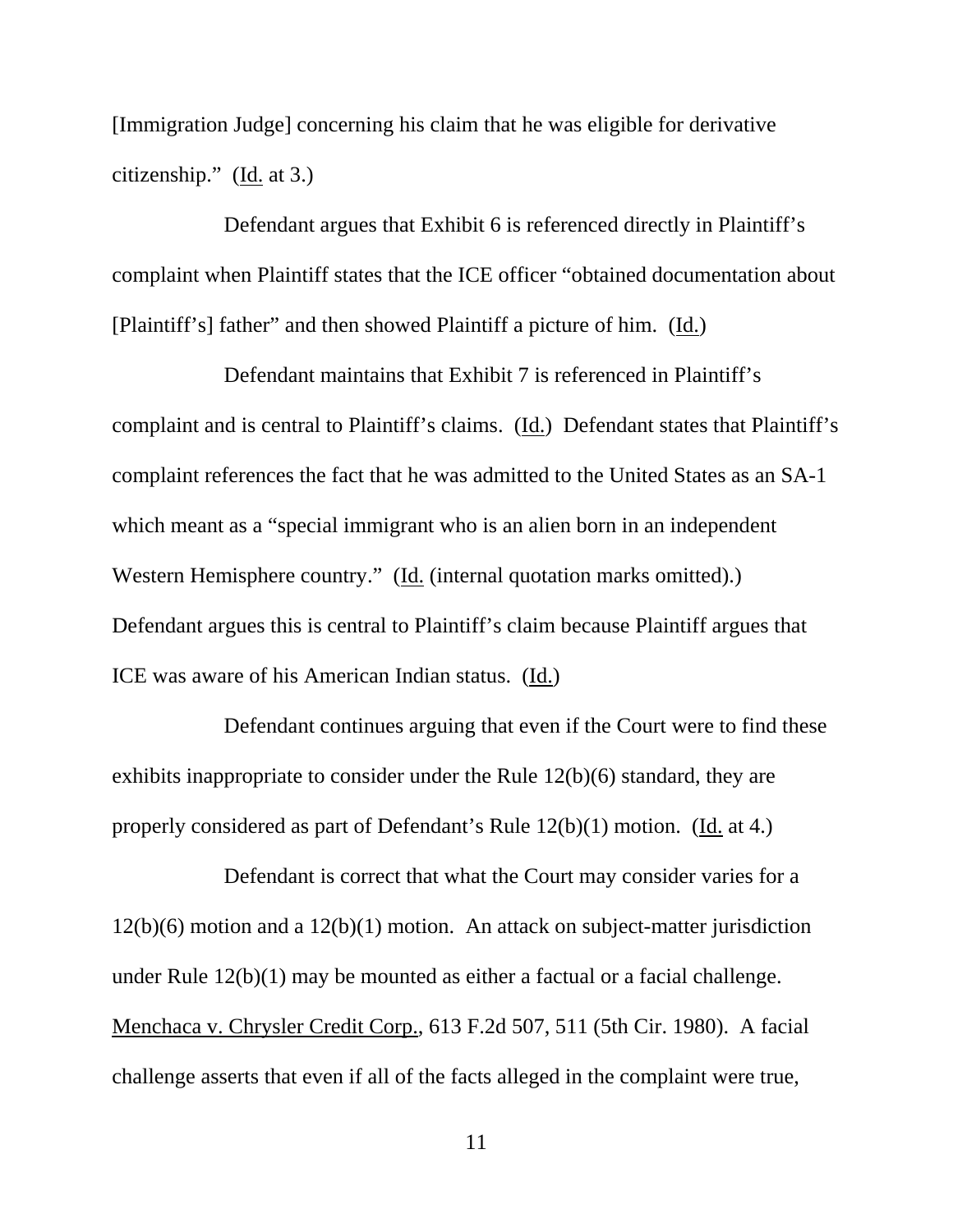[Immigration Judge] concerning his claim that he was eligible for derivative citizenship." (Id. at 3.)

Defendant argues that Exhibit 6 is referenced directly in Plaintiff's complaint when Plaintiff states that the ICE officer "obtained documentation about [Plaintiff's] father" and then showed Plaintiff a picture of him. (Id.)

Defendant maintains that Exhibit 7 is referenced in Plaintiff's complaint and is central to Plaintiff's claims. (Id.) Defendant states that Plaintiff's complaint references the fact that he was admitted to the United States as an SA-1 which meant as a "special immigrant who is an alien born in an independent Western Hemisphere country." (Id. (internal quotation marks omitted).) Defendant argues this is central to Plaintiff's claim because Plaintiff argues that ICE was aware of his American Indian status. (Id.)

Defendant continues arguing that even if the Court were to find these exhibits inappropriate to consider under the Rule 12(b)(6) standard, they are properly considered as part of Defendant's Rule 12(b)(1) motion. (Id. at 4.)

Defendant is correct that what the Court may consider varies for a 12(b)(6) motion and a 12(b)(1) motion. An attack on subject-matter jurisdiction under Rule 12(b)(1) may be mounted as either a factual or a facial challenge. Menchaca v. Chrysler Credit Corp., 613 F.2d 507, 511 (5th Cir. 1980). A facial challenge asserts that even if all of the facts alleged in the complaint were true,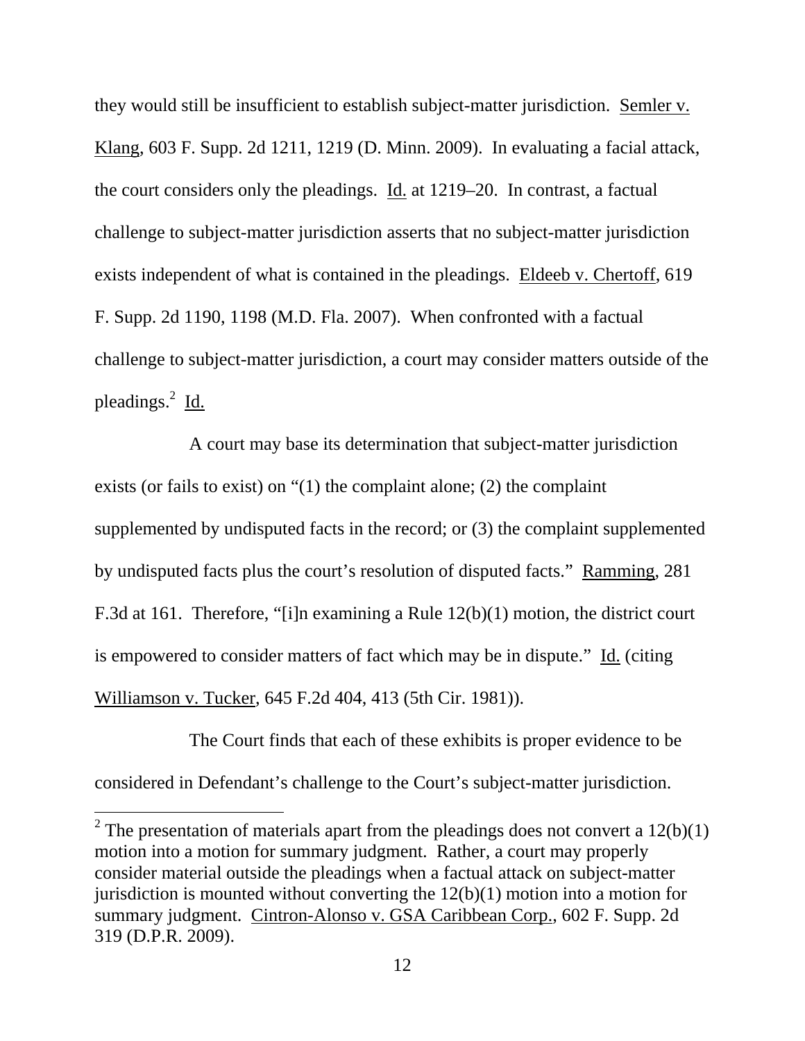they would still be insufficient to establish subject-matter jurisdiction. Semler v. Klang, 603 F. Supp. 2d 1211, 1219 (D. Minn. 2009). In evaluating a facial attack, the court considers only the pleadings. Id. at 1219–20. In contrast, a factual challenge to subject-matter jurisdiction asserts that no subject-matter jurisdiction exists independent of what is contained in the pleadings. Eldeeb v. Chertoff, 619 F. Supp. 2d 1190, 1198 (M.D. Fla. 2007). When confronted with a factual challenge to subject-matter jurisdiction, a court may consider matters outside of the pleadings.[2] Id.

A court may base its determination that subject-matter jurisdiction exists (or fails to exist) on "(1) the complaint alone; (2) the complaint supplemented by undisputed facts in the record; or (3) the complaint supplemented by undisputed facts plus the court's resolution of disputed facts." Ramming, 281 F.3d at 161. Therefore, "[i]n examining a Rule 12(b)(1) motion, the district court is empowered to consider matters of fact which may be in dispute." Id. (citing Williamson v. Tucker, 645 F.2d 404, 413 (5th Cir. 1981)).

The Court finds that each of these exhibits is proper evidence to be considered in Defendant's challenge to the Court's subject-matter jurisdiction.

[2] The presentation of materials apart from the pleadings does not convert a 12(b)(1) motion into a motion for summary judgment. Rather, a court may properly consider material outside the pleadings when a factual attack on subject-matter jurisdiction is mounted without converting the 12(b)(1) motion into a motion for summary judgment. Cintron-Alonso v. GSA Caribbean Corp., 602 F. Supp. 2d 319 (D.P.R. 2009).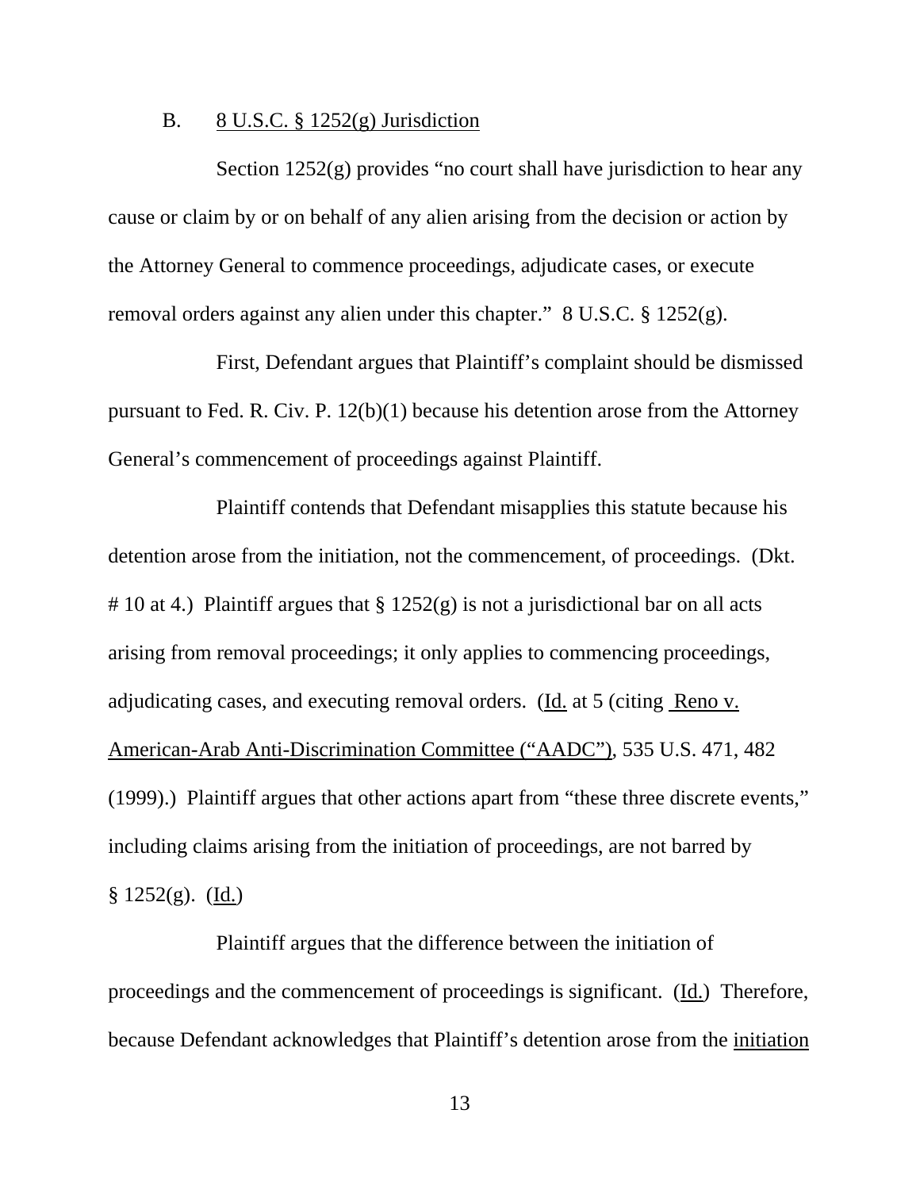B. <u>8 U.S.C. § 1252(g) Jurisdiction</u>

Section 1252(g) provides "no court shall have jurisdiction to hear any cause or claim by or on behalf of any alien arising from the decision or action by the Attorney General to commence proceedings, adjudicate cases, or execute removal orders against any alien under this chapter." 8 U.S.C. § 1252(g).

First, Defendant argues that Plaintiff's complaint should be dismissed pursuant to Fed. R. Civ. P. 12(b)(1) because his detention arose from the Attorney General's commencement of proceedings against Plaintiff.

Plaintiff contends that Defendant misapplies this statute because his detention arose from the initiation, not the commencement, of proceedings. (Dkt. # 10 at 4.) Plaintiff argues that § 1252(g) is not a jurisdictional bar on all acts arising from removal proceedings; it only applies to commencing proceedings, adjudicating cases, and executing removal orders. (<u>Id.</u> at 5 (citing <u>Reno v. American-Arab Anti-Discrimination Committee ("AADC")</u>, 535 U.S. 471, 482 (1999).) Plaintiff argues that other actions apart from "these three discrete events," including claims arising from the initiation of proceedings, are not barred by § 1252(g). (<u>Id.</u>)

Plaintiff argues that the difference between the initiation of proceedings and the commencement of proceedings is significant. (<u>Id.</u>) Therefore, because Defendant acknowledges that Plaintiff's detention arose from the <u>initiation</u>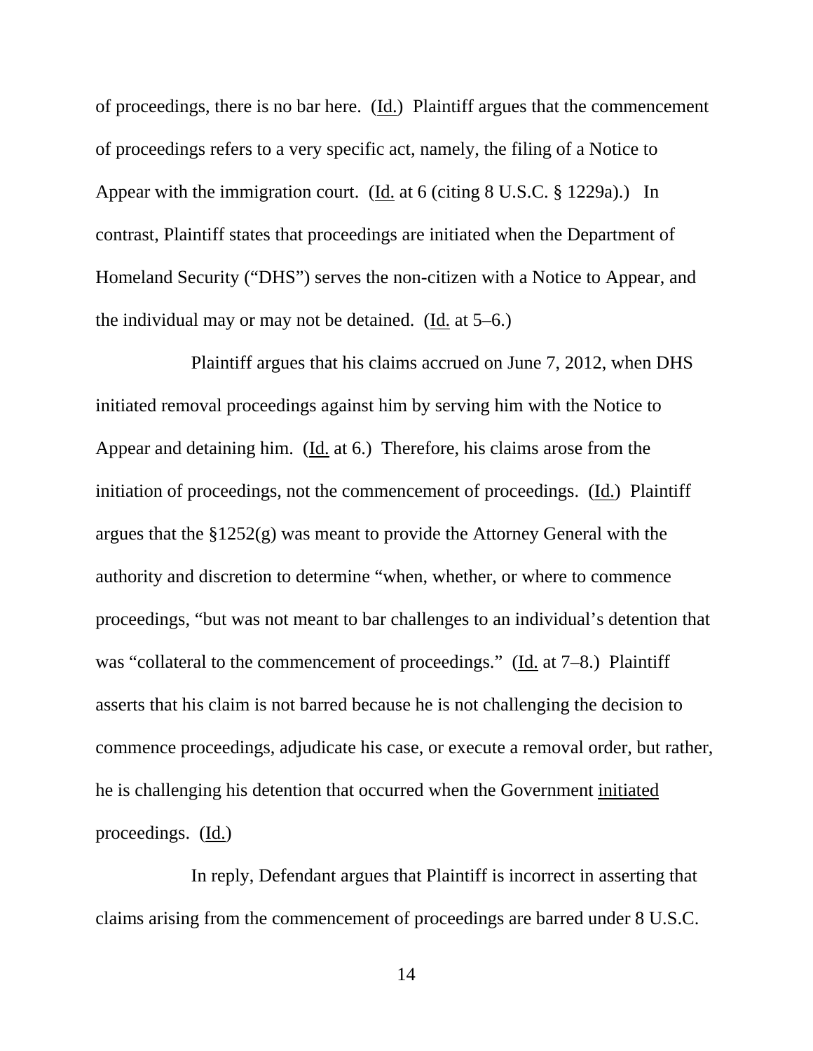of proceedings, there is no bar here. (Id.) Plaintiff argues that the commencement of proceedings refers to a very specific act, namely, the filing of a Notice to Appear with the immigration court. (Id. at 6 (citing 8 U.S.C. § 1229a).) In contrast, Plaintiff states that proceedings are initiated when the Department of Homeland Security ("DHS") serves the non-citizen with a Notice to Appear, and the individual may or may not be detained. (Id. at 5–6.)

Plaintiff argues that his claims accrued on June 7, 2012, when DHS initiated removal proceedings against him by serving him with the Notice to Appear and detaining him. (Id. at 6.) Therefore, his claims arose from the initiation of proceedings, not the commencement of proceedings. (Id.) Plaintiff argues that the §1252(g) was meant to provide the Attorney General with the authority and discretion to determine "when, whether, or where to commence proceedings, "but was not meant to bar challenges to an individual's detention that was "collateral to the commencement of proceedings." (Id. at 7–8.) Plaintiff asserts that his claim is not barred because he is not challenging the decision to commence proceedings, adjudicate his case, or execute a removal order, but rather, he is challenging his detention that occurred when the Government initiated proceedings. (Id.)

In reply, Defendant argues that Plaintiff is incorrect in asserting that claims arising from the commencement of proceedings are barred under 8 U.S.C.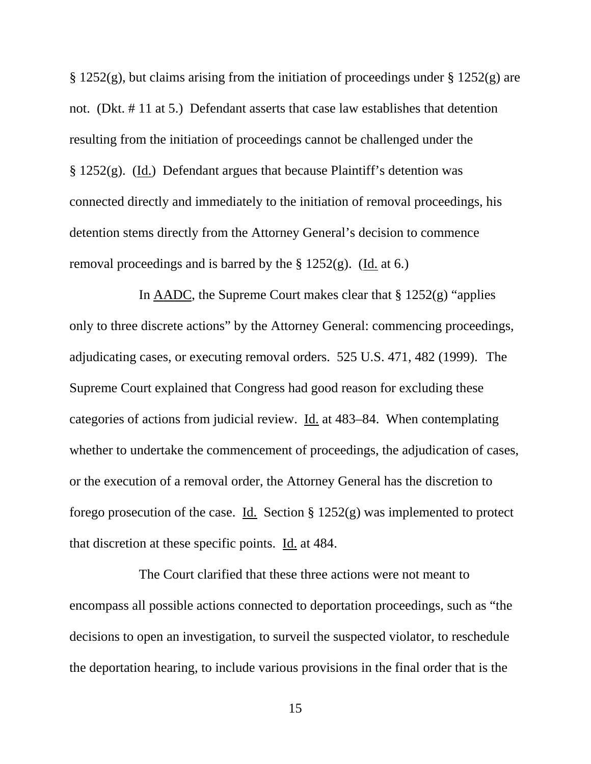§ 1252(g), but claims arising from the initiation of proceedings under § 1252(g) are not. (Dkt. # 11 at 5.) Defendant asserts that case law establishes that detention resulting from the initiation of proceedings cannot be challenged under the § 1252(g). (Id.) Defendant argues that because Plaintiff's detention was connected directly and immediately to the initiation of removal proceedings, his detention stems directly from the Attorney General's decision to commence removal proceedings and is barred by the § 1252(g). (Id. at 6.)

In AADC, the Supreme Court makes clear that § 1252(g) "applies only to three discrete actions" by the Attorney General: commencing proceedings, adjudicating cases, or executing removal orders. 525 U.S. 471, 482 (1999). The Supreme Court explained that Congress had good reason for excluding these categories of actions from judicial review. Id. at 483–84. When contemplating whether to undertake the commencement of proceedings, the adjudication of cases, or the execution of a removal order, the Attorney General has the discretion to forego prosecution of the case. Id. Section § 1252(g) was implemented to protect that discretion at these specific points. Id. at 484.

The Court clarified that these three actions were not meant to encompass all possible actions connected to deportation proceedings, such as "the decisions to open an investigation, to surveil the suspected violator, to reschedule the deportation hearing, to include various provisions in the final order that is the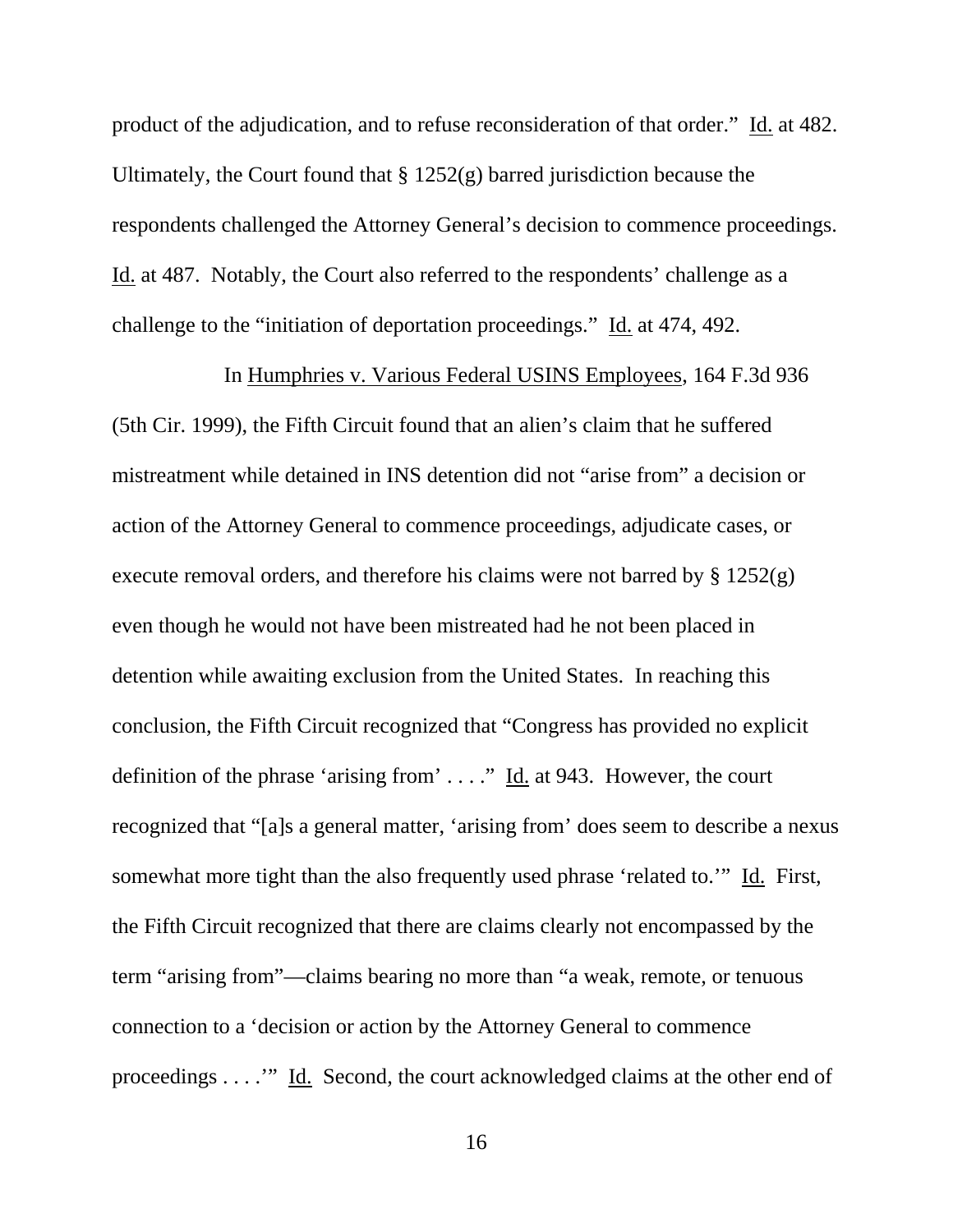product of the adjudication, and to refuse reconsideration of that order." Id. at 482. Ultimately, the Court found that § 1252(g) barred jurisdiction because the respondents challenged the Attorney General's decision to commence proceedings. Id. at 487. Notably, the Court also referred to the respondents' challenge as a challenge to the "initiation of deportation proceedings." Id. at 474, 492.

In Humphries v. Various Federal USINS Employees, 164 F.3d 936 (5th Cir. 1999), the Fifth Circuit found that an alien's claim that he suffered mistreatment while detained in INS detention did not "arise from" a decision or action of the Attorney General to commence proceedings, adjudicate cases, or execute removal orders, and therefore his claims were not barred by § 1252(g) even though he would not have been mistreated had he not been placed in detention while awaiting exclusion from the United States. In reaching this conclusion, the Fifth Circuit recognized that "Congress has provided no explicit definition of the phrase 'arising from' . . . ." Id. at 943. However, the court recognized that "[a]s a general matter, 'arising from' does seem to describe a nexus somewhat more tight than the also frequently used phrase 'related to.'" Id. First, the Fifth Circuit recognized that there are claims clearly not encompassed by the term "arising from"—claims bearing no more than "a weak, remote, or tenuous connection to a 'decision or action by the Attorney General to commence proceedings . . . .'" Id. Second, the court acknowledged claims at the other end of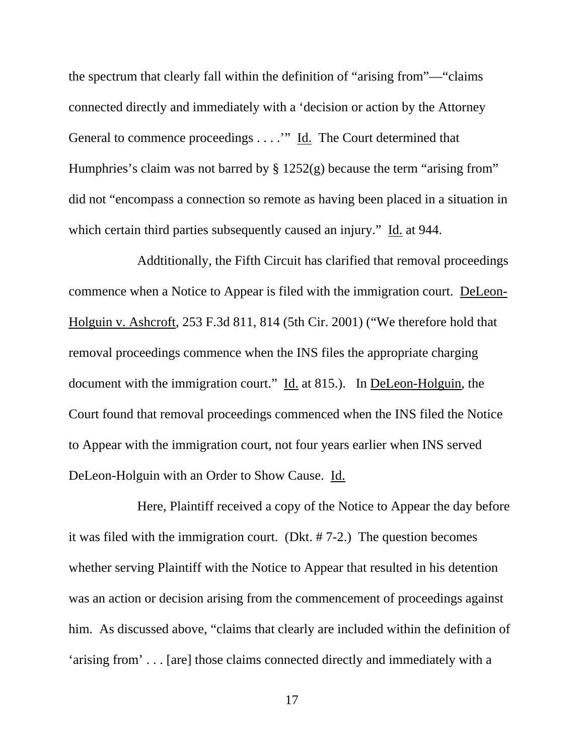the spectrum that clearly fall within the definition of "arising from"—"claims connected directly and immediately with a 'decision or action by the Attorney General to commence proceedings . . . .'" Id. The Court determined that Humphries's claim was not barred by § 1252(g) because the term "arising from" did not "encompass a connection so remote as having been placed in a situation in which certain third parties subsequently caused an injury." Id. at 944.

Addtitionally, the Fifth Circuit has clarified that removal proceedings commence when a Notice to Appear is filed with the immigration court. DeLeon-Holguin v. Ashcroft, 253 F.3d 811, 814 (5th Cir. 2001) ("We therefore hold that removal proceedings commence when the INS files the appropriate charging document with the immigration court." Id. at 815.). In DeLeon-Holguin, the Court found that removal proceedings commenced when the INS filed the Notice to Appear with the immigration court, not four years earlier when INS served DeLeon-Holguin with an Order to Show Cause. Id.

Here, Plaintiff received a copy of the Notice to Appear the day before it was filed with the immigration court. (Dkt. # 7-2.) The question becomes whether serving Plaintiff with the Notice to Appear that resulted in his detention was an action or decision arising from the commencement of proceedings against him. As discussed above, "claims that clearly are included within the definition of 'arising from' . . . [are] those claims connected directly and immediately with a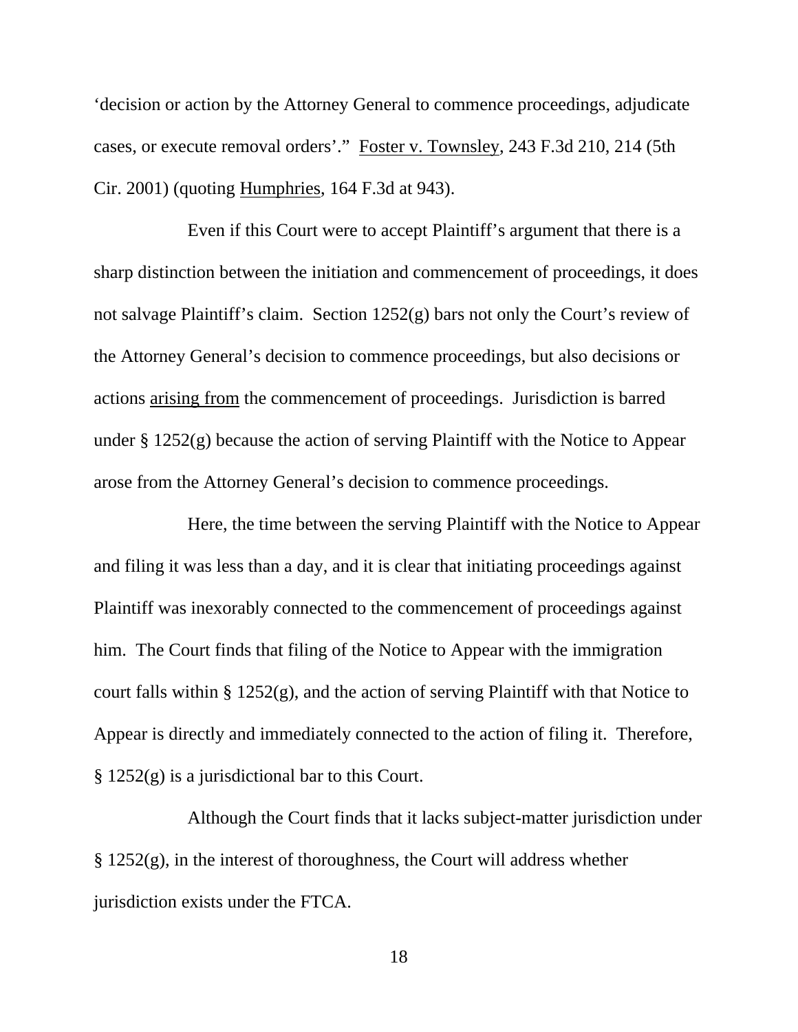'decision or action by the Attorney General to commence proceedings, adjudicate cases, or execute removal orders'." Foster v. Townsley, 243 F.3d 210, 214 (5th Cir. 2001) (quoting Humphries, 164 F.3d at 943).

Even if this Court were to accept Plaintiff's argument that there is a sharp distinction between the initiation and commencement of proceedings, it does not salvage Plaintiff's claim. Section 1252(g) bars not only the Court's review of the Attorney General's decision to commence proceedings, but also decisions or actions arising from the commencement of proceedings. Jurisdiction is barred under § 1252(g) because the action of serving Plaintiff with the Notice to Appear arose from the Attorney General's decision to commence proceedings.

Here, the time between the serving Plaintiff with the Notice to Appear and filing it was less than a day, and it is clear that initiating proceedings against Plaintiff was inexorably connected to the commencement of proceedings against him. The Court finds that filing of the Notice to Appear with the immigration court falls within § 1252(g), and the action of serving Plaintiff with that Notice to Appear is directly and immediately connected to the action of filing it. Therefore, § 1252(g) is a jurisdictional bar to this Court.

Although the Court finds that it lacks subject-matter jurisdiction under § 1252(g), in the interest of thoroughness, the Court will address whether jurisdiction exists under the FTCA.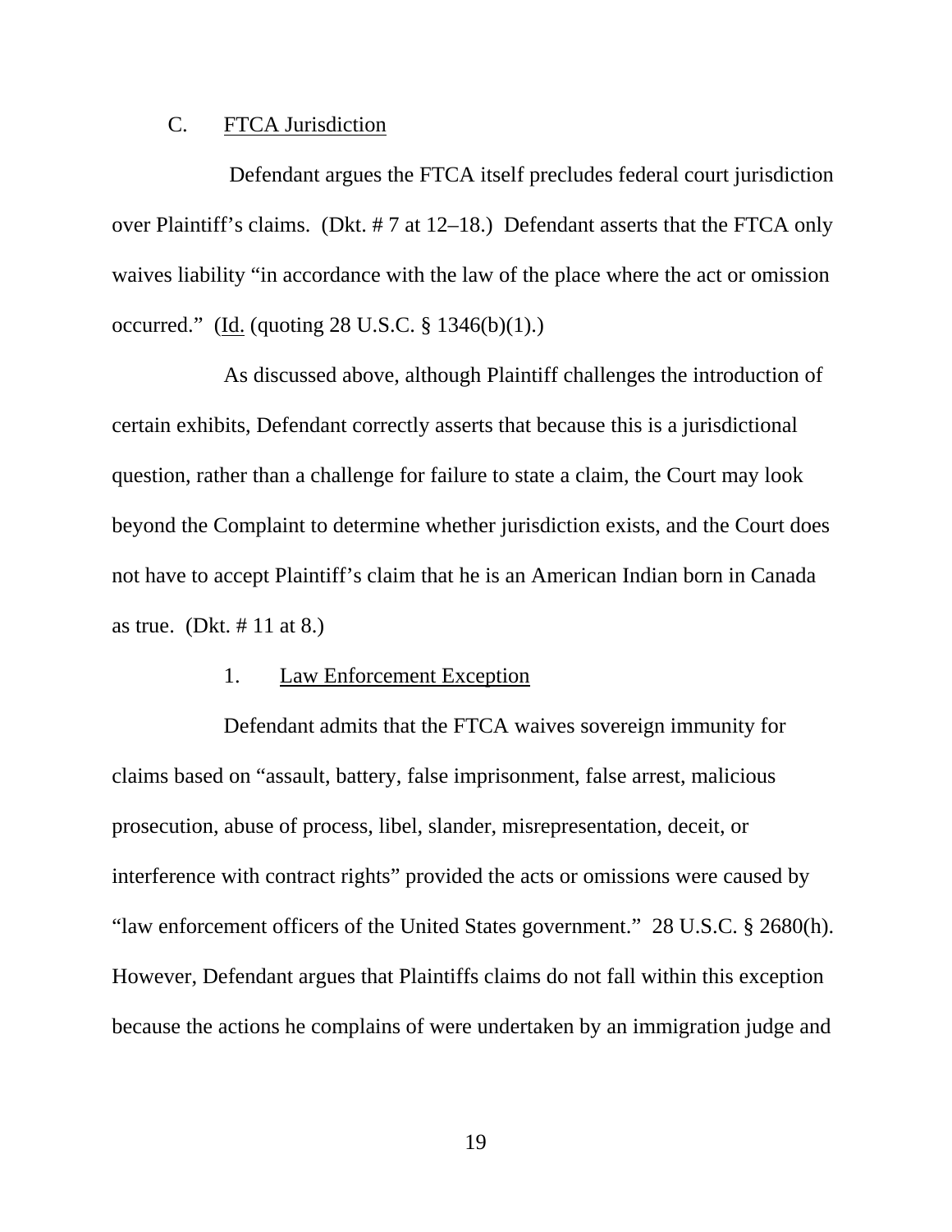## C. FTCA Jurisdiction

Defendant argues the FTCA itself precludes federal court jurisdiction over Plaintiff's claims. (Dkt. # 7 at 12–18.) Defendant asserts that the FTCA only waives liability "in accordance with the law of the place where the act or omission occurred." (Id. (quoting 28 U.S.C. § 1346(b)(1).)

As discussed above, although Plaintiff challenges the introduction of certain exhibits, Defendant correctly asserts that because this is a jurisdictional question, rather than a challenge for failure to state a claim, the Court may look beyond the Complaint to determine whether jurisdiction exists, and the Court does not have to accept Plaintiff's claim that he is an American Indian born in Canada as true. (Dkt. # 11 at 8.)

### 1. Law Enforcement Exception

Defendant admits that the FTCA waives sovereign immunity for claims based on "assault, battery, false imprisonment, false arrest, malicious prosecution, abuse of process, libel, slander, misrepresentation, deceit, or interference with contract rights" provided the acts or omissions were caused by "law enforcement officers of the United States government." 28 U.S.C. § 2680(h). However, Defendant argues that Plaintiffs claims do not fall within this exception because the actions he complains of were undertaken by an immigration judge and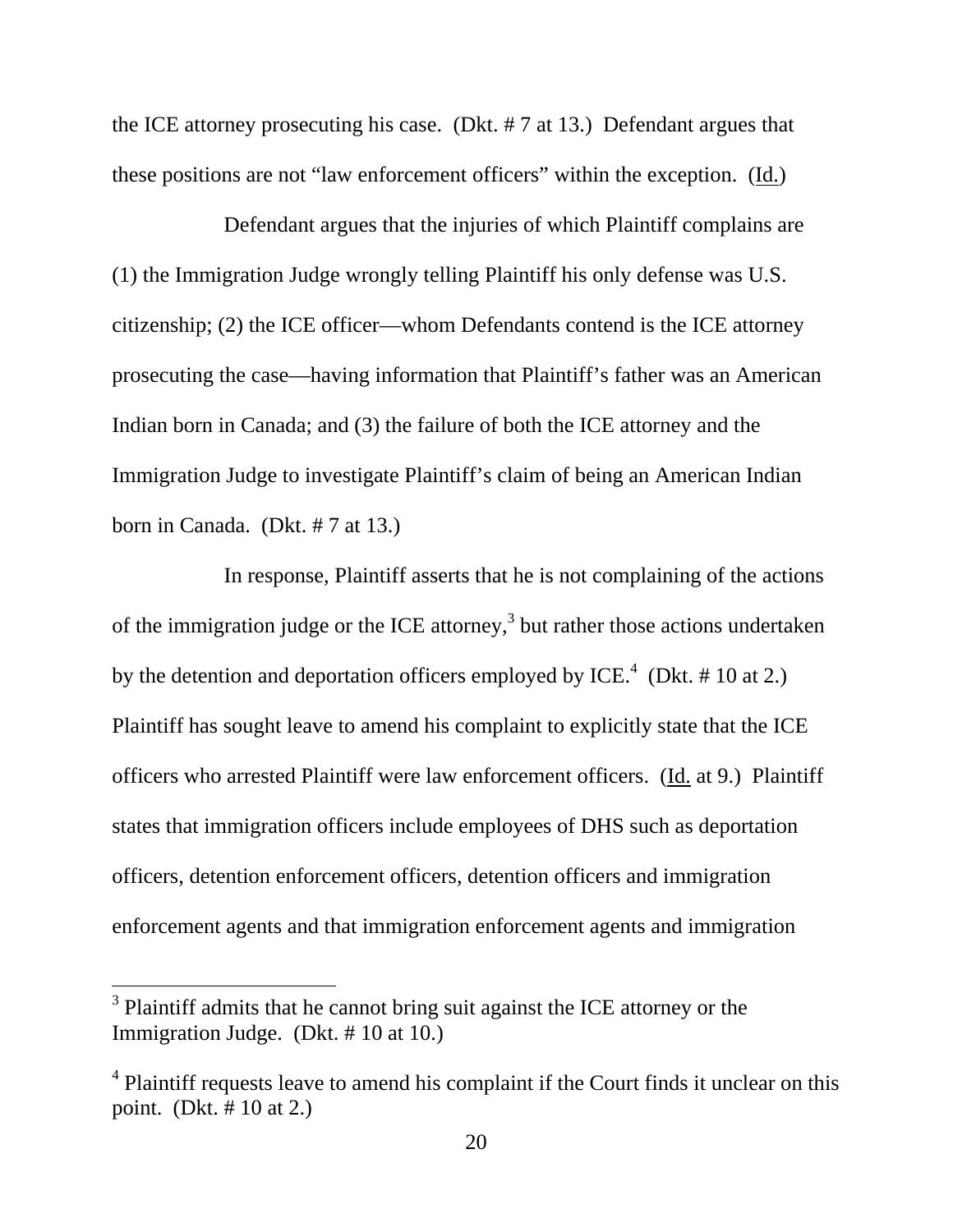the ICE attorney prosecuting his case. (Dkt. # 7 at 13.) Defendant argues that these positions are not "law enforcement officers" within the exception. (Id.)

Defendant argues that the injuries of which Plaintiff complains are (1) the Immigration Judge wrongly telling Plaintiff his only defense was U.S. citizenship; (2) the ICE officer—whom Defendants contend is the ICE attorney prosecuting the case—having information that Plaintiff's father was an American Indian born in Canada; and (3) the failure of both the ICE attorney and the Immigration Judge to investigate Plaintiff's claim of being an American Indian born in Canada. (Dkt. # 7 at 13.)

In response, Plaintiff asserts that he is not complaining of the actions of the immigration judge or the ICE attorney,[3] but rather those actions undertaken by the detention and deportation officers employed by ICE.[4] (Dkt. # 10 at 2.) Plaintiff has sought leave to amend his complaint to explicitly state that the ICE officers who arrested Plaintiff were law enforcement officers. (Id. at 9.) Plaintiff states that immigration officers include employees of DHS such as deportation officers, detention enforcement officers, detention officers and immigration enforcement agents and that immigration enforcement agents and immigration

---

[3] Plaintiff admits that he cannot bring suit against the ICE attorney or the Immigration Judge. (Dkt. # 10 at 10.)

[4] Plaintiff requests leave to amend his complaint if the Court finds it unclear on this point. (Dkt. # 10 at 2.)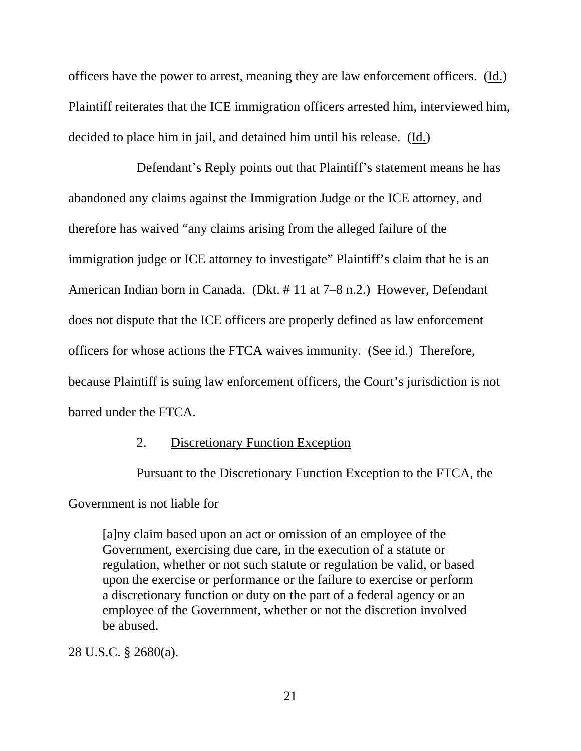officers have the power to arrest, meaning they are law enforcement officers. (Id.) Plaintiff reiterates that the ICE immigration officers arrested him, interviewed him, decided to place him in jail, and detained him until his release. (Id.)

Defendant's Reply points out that Plaintiff's statement means he has abandoned any claims against the Immigration Judge or the ICE attorney, and therefore has waived "any claims arising from the alleged failure of the immigration judge or ICE attorney to investigate" Plaintiff's claim that he is an American Indian born in Canada. (Dkt. # 11 at 7–8 n.2.) However, Defendant does not dispute that the ICE officers are properly defined as law enforcement officers for whose actions the FTCA waives immunity. (See id.) Therefore, because Plaintiff is suing law enforcement officers, the Court's jurisdiction is not barred under the FTCA.

2. Discretionary Function Exception

Pursuant to the Discretionary Function Exception to the FTCA, the Government is not liable for

> [a]ny claim based upon an act or omission of an employee of the Government, exercising due care, in the execution of a statute or regulation, whether or not such statute or regulation be valid, or based upon the exercise or performance or the failure to exercise or perform a discretionary function or duty on the part of a federal agency or an employee of the Government, whether or not the discretion involved be abused.

28 U.S.C. § 2680(a).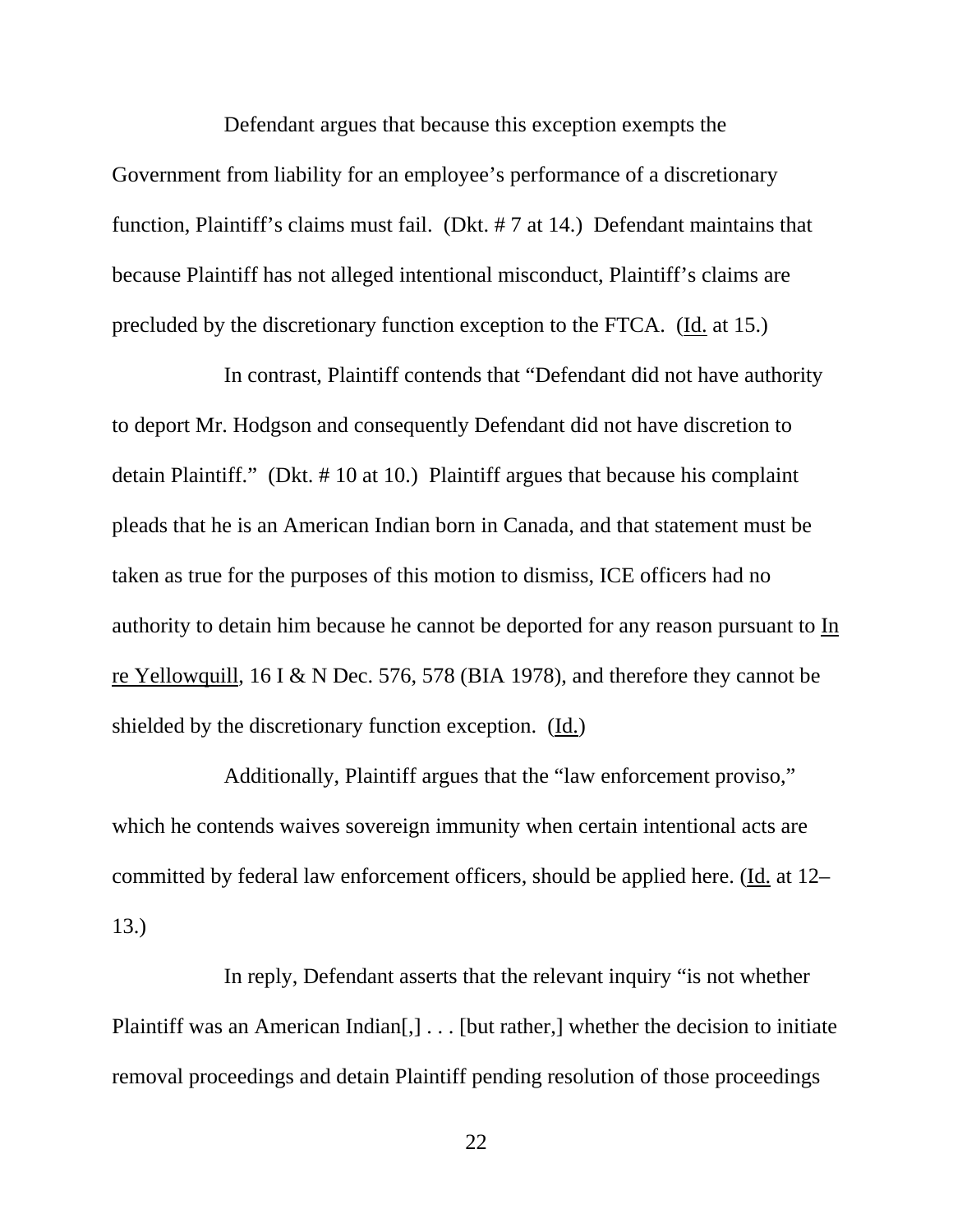Defendant argues that because this exception exempts the Government from liability for an employee's performance of a discretionary function, Plaintiff's claims must fail. (Dkt. # 7 at 14.) Defendant maintains that because Plaintiff has not alleged intentional misconduct, Plaintiff's claims are precluded by the discretionary function exception to the FTCA. (Id. at 15.)

In contrast, Plaintiff contends that "Defendant did not have authority to deport Mr. Hodgson and consequently Defendant did not have discretion to detain Plaintiff." (Dkt. # 10 at 10.) Plaintiff argues that because his complaint pleads that he is an American Indian born in Canada, and that statement must be taken as true for the purposes of this motion to dismiss, ICE officers had no authority to detain him because he cannot be deported for any reason pursuant to In re Yellowquill, 16 I & N Dec. 576, 578 (BIA 1978), and therefore they cannot be shielded by the discretionary function exception. (Id.)

Additionally, Plaintiff argues that the "law enforcement proviso," which he contends waives sovereign immunity when certain intentional acts are committed by federal law enforcement officers, should be applied here. (Id. at 12–13.)

In reply, Defendant asserts that the relevant inquiry "is not whether Plaintiff was an American Indian[,] . . . [but rather,] whether the decision to initiate removal proceedings and detain Plaintiff pending resolution of those proceedings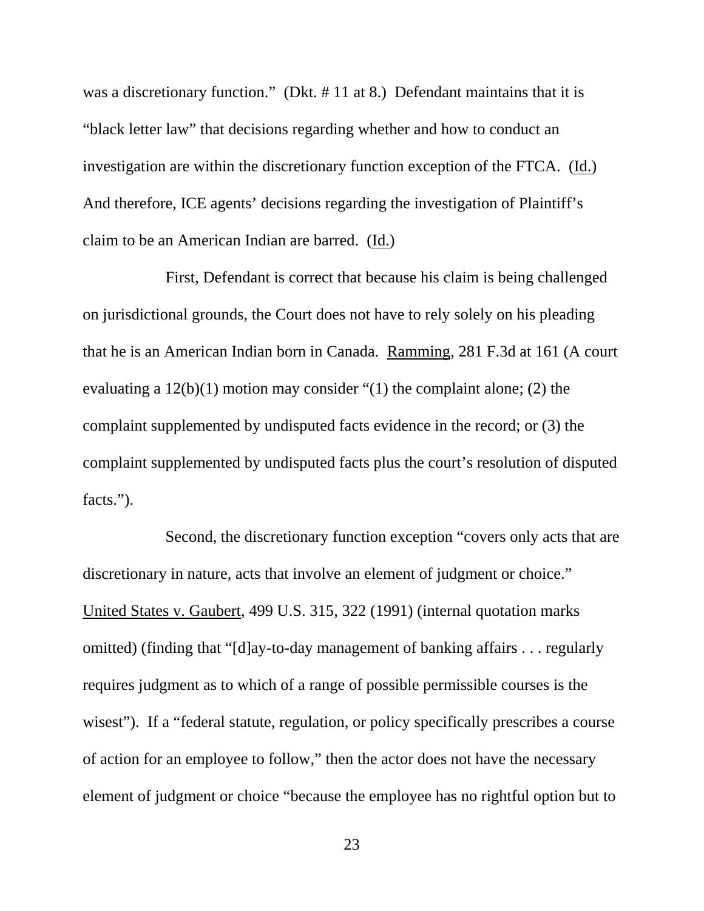was a discretionary function." (Dkt. # 11 at 8.) Defendant maintains that it is "black letter law" that decisions regarding whether and how to conduct an investigation are within the discretionary function exception of the FTCA. (Id.) And therefore, ICE agents' decisions regarding the investigation of Plaintiff's claim to be an American Indian are barred. (Id.)

First, Defendant is correct that because his claim is being challenged on jurisdictional grounds, the Court does not have to rely solely on his pleading that he is an American Indian born in Canada. Ramming, 281 F.3d at 161 (A court evaluating a 12(b)(1) motion may consider "(1) the complaint alone; (2) the complaint supplemented by undisputed facts evidence in the record; or (3) the complaint supplemented by undisputed facts plus the court's resolution of disputed facts.").

Second, the discretionary function exception "covers only acts that are discretionary in nature, acts that involve an element of judgment or choice." United States v. Gaubert, 499 U.S. 315, 322 (1991) (internal quotation marks omitted) (finding that "[d]ay-to-day management of banking affairs . . . regularly requires judgment as to which of a range of possible permissible courses is the wisest"). If a "federal statute, regulation, or policy specifically prescribes a course of action for an employee to follow," then the actor does not have the necessary element of judgment or choice "because the employee has no rightful option but to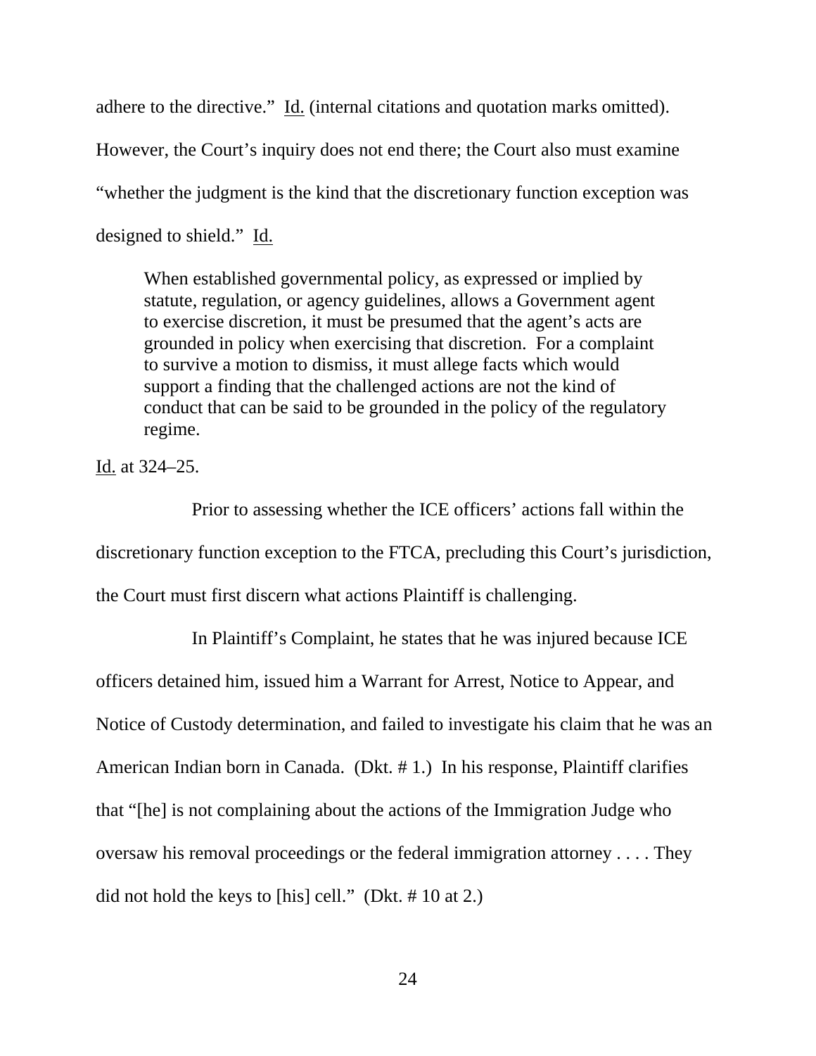adhere to the directive." Id. (internal citations and quotation marks omitted). However, the Court's inquiry does not end there; the Court also must examine "whether the judgment is the kind that the discretionary function exception was designed to shield." Id.

> When established governmental policy, as expressed or implied by statute, regulation, or agency guidelines, allows a Government agent to exercise discretion, it must be presumed that the agent's acts are grounded in policy when exercising that discretion. For a complaint to survive a motion to dismiss, it must allege facts which would support a finding that the challenged actions are not the kind of conduct that can be said to be grounded in the policy of the regulatory regime.

Id. at 324–25.

Prior to assessing whether the ICE officers' actions fall within the discretionary function exception to the FTCA, precluding this Court's jurisdiction, the Court must first discern what actions Plaintiff is challenging.

In Plaintiff's Complaint, he states that he was injured because ICE officers detained him, issued him a Warrant for Arrest, Notice to Appear, and Notice of Custody determination, and failed to investigate his claim that he was an American Indian born in Canada. (Dkt. # 1.) In his response, Plaintiff clarifies that "[he] is not complaining about the actions of the Immigration Judge who oversaw his removal proceedings or the federal immigration attorney . . . . They did not hold the keys to [his] cell." (Dkt. # 10 at 2.)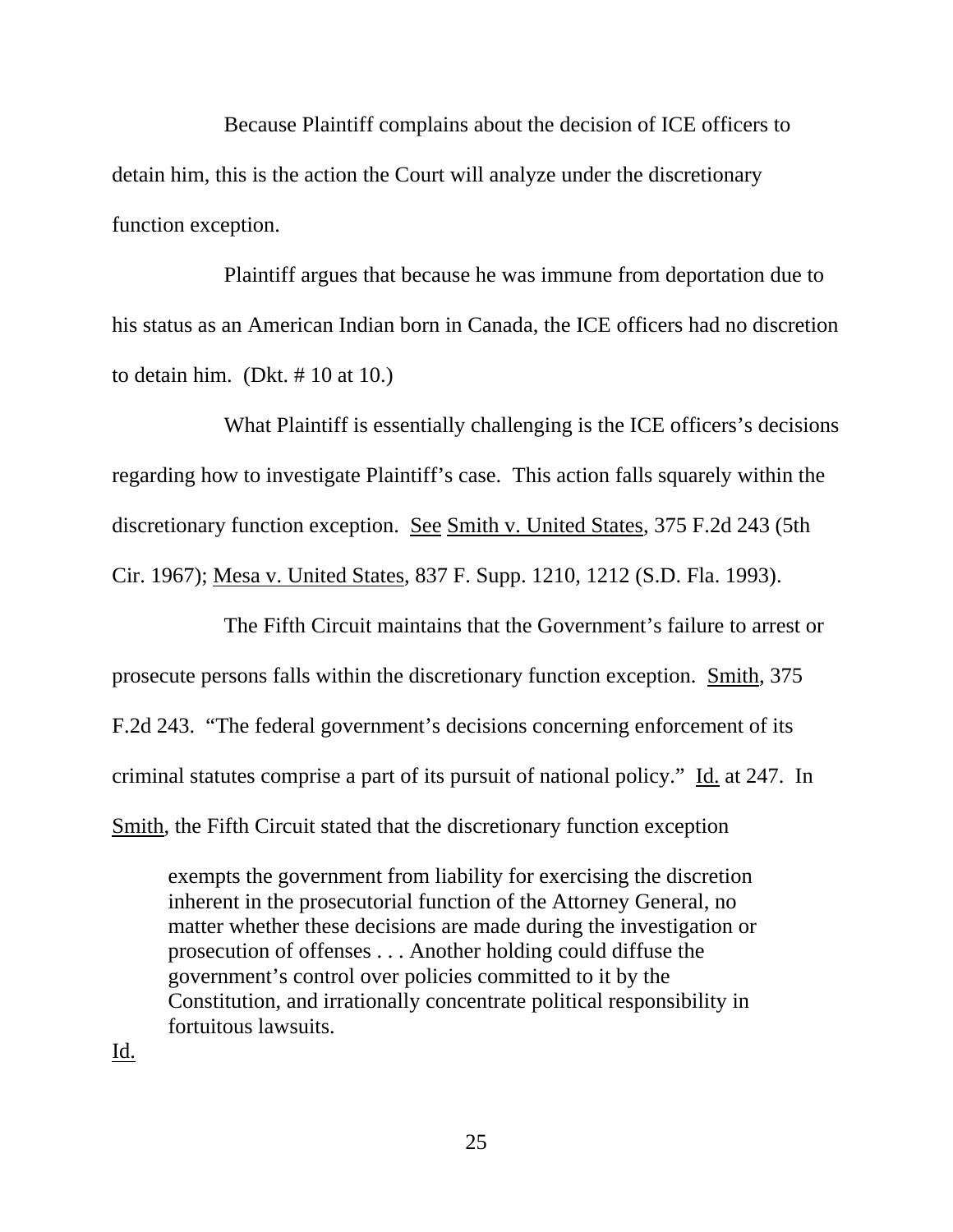Because Plaintiff complains about the decision of ICE officers to detain him, this is the action the Court will analyze under the discretionary function exception.

Plaintiff argues that because he was immune from deportation due to his status as an American Indian born in Canada, the ICE officers had no discretion to detain him. (Dkt. # 10 at 10.)

What Plaintiff is essentially challenging is the ICE officers's decisions regarding how to investigate Plaintiff's case. This action falls squarely within the discretionary function exception. See Smith v. United States, 375 F.2d 243 (5th Cir. 1967); Mesa v. United States, 837 F. Supp. 1210, 1212 (S.D. Fla. 1993).

The Fifth Circuit maintains that the Government's failure to arrest or prosecute persons falls within the discretionary function exception. Smith, 375 F.2d 243. "The federal government's decisions concerning enforcement of its criminal statutes comprise a part of its pursuit of national policy." Id. at 247. In Smith, the Fifth Circuit stated that the discretionary function exception

> exempts the government from liability for exercising the discretion inherent in the prosecutorial function of the Attorney General, no matter whether these decisions are made during the investigation or prosecution of offenses . . . Another holding could diffuse the government's control over policies committed to it by the Constitution, and irrationally concentrate political responsibility in fortuitous lawsuits.

Id.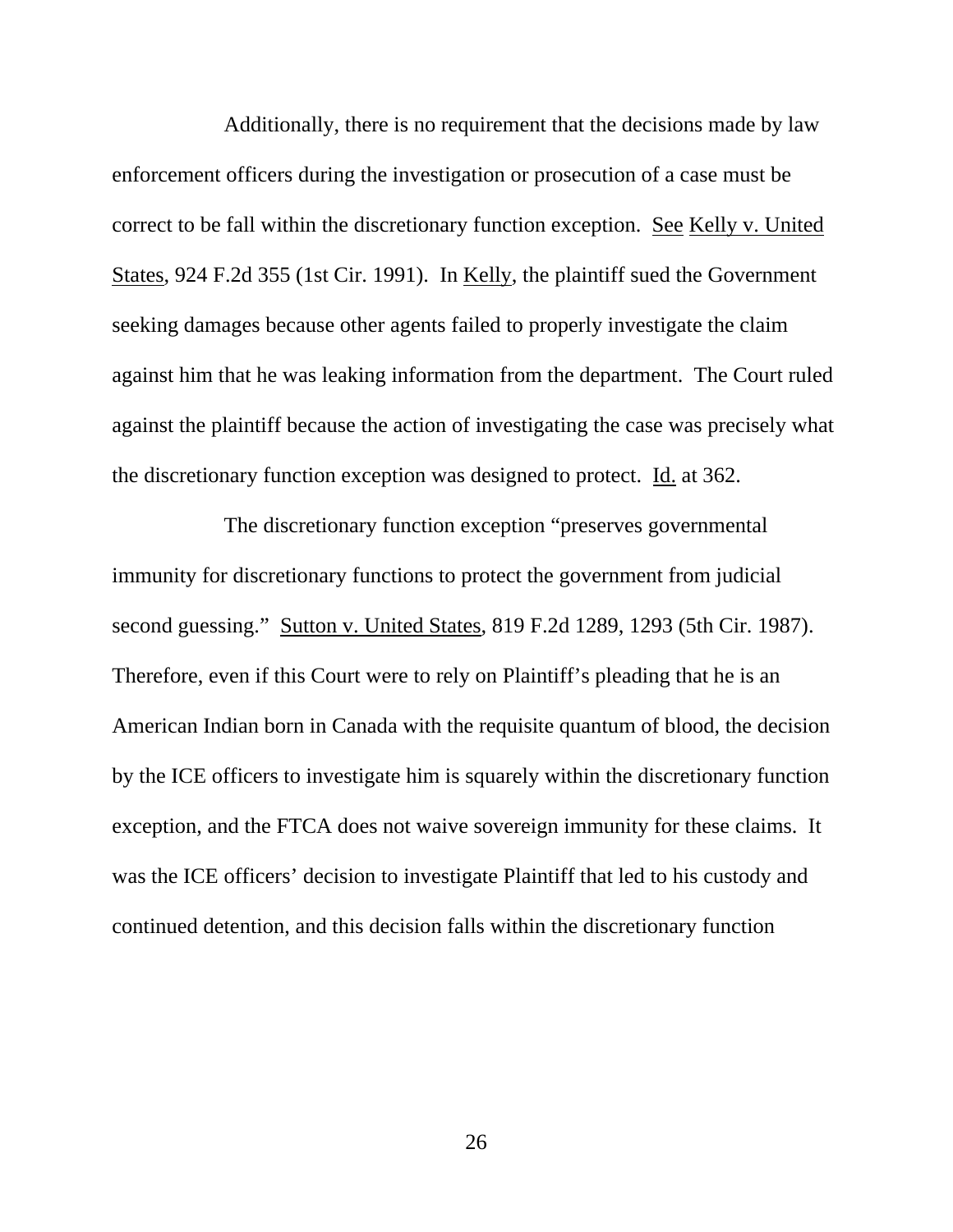Additionally, there is no requirement that the decisions made by law enforcement officers during the investigation or prosecution of a case must be correct to be fall within the discretionary function exception. See Kelly v. United States, 924 F.2d 355 (1st Cir. 1991). In Kelly, the plaintiff sued the Government seeking damages because other agents failed to properly investigate the claim against him that he was leaking information from the department. The Court ruled against the plaintiff because the action of investigating the case was precisely what the discretionary function exception was designed to protect. Id. at 362.

The discretionary function exception "preserves governmental immunity for discretionary functions to protect the government from judicial second guessing." Sutton v. United States, 819 F.2d 1289, 1293 (5th Cir. 1987). Therefore, even if this Court were to rely on Plaintiff's pleading that he is an American Indian born in Canada with the requisite quantum of blood, the decision by the ICE officers to investigate him is squarely within the discretionary function exception, and the FTCA does not waive sovereign immunity for these claims. It was the ICE officers' decision to investigate Plaintiff that led to his custody and continued detention, and this decision falls within the discretionary function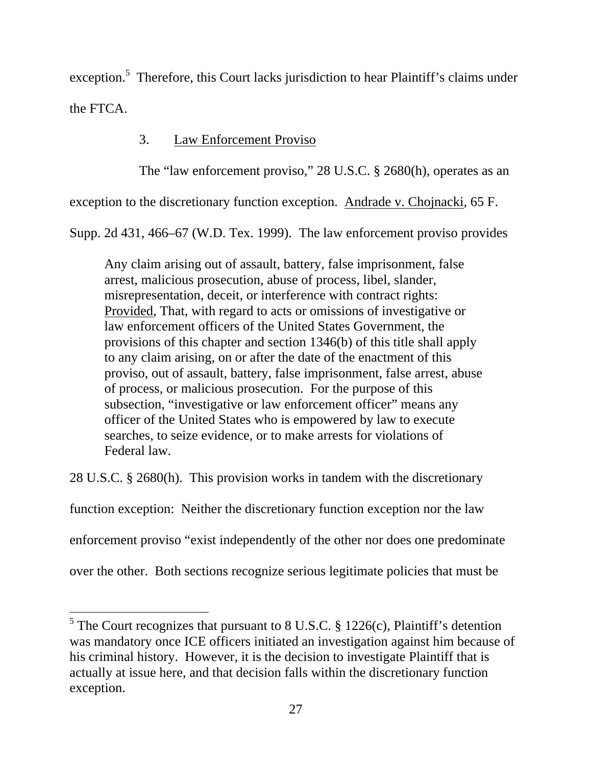exception.[5] Therefore, this Court lacks jurisdiction to hear Plaintiff's claims under the FTCA.

3. Law Enforcement Proviso

The "law enforcement proviso," 28 U.S.C. § 2680(h), operates as an exception to the discretionary function exception. Andrade v. Chojnacki, 65 F. Supp. 2d 431, 466–67 (W.D. Tex. 1999). The law enforcement proviso provides

> Any claim arising out of assault, battery, false imprisonment, false arrest, malicious prosecution, abuse of process, libel, slander, misrepresentation, deceit, or interference with contract rights: Provided, That, with regard to acts or omissions of investigative or law enforcement officers of the United States Government, the provisions of this chapter and section 1346(b) of this title shall apply to any claim arising, on or after the date of the enactment of this proviso, out of assault, battery, false imprisonment, false arrest, abuse of process, or malicious prosecution. For the purpose of this subsection, "investigative or law enforcement officer" means any officer of the United States who is empowered by law to execute searches, to seize evidence, or to make arrests for violations of Federal law.

28 U.S.C. § 2680(h). This provision works in tandem with the discretionary function exception: Neither the discretionary function exception nor the law enforcement proviso "exist independently of the other nor does one predominate over the other. Both sections recognize serious legitimate policies that must be

---

[5] The Court recognizes that pursuant to 8 U.S.C. § 1226(c), Plaintiff's detention was mandatory once ICE officers initiated an investigation against him because of his criminal history. However, it is the decision to investigate Plaintiff that is actually at issue here, and that decision falls within the discretionary function exception.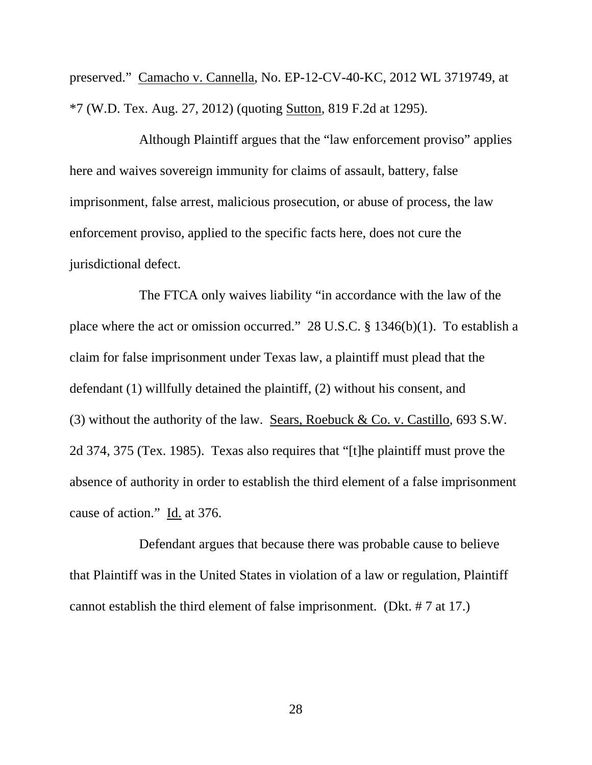preserved." Camacho v. Cannella, No. EP-12-CV-40-KC, 2012 WL 3719749, at *7 (W.D. Tex. Aug. 27, 2012) (quoting Sutton, 819 F.2d at 1295).

Although Plaintiff argues that the "law enforcement proviso" applies here and waives sovereign immunity for claims of assault, battery, false imprisonment, false arrest, malicious prosecution, or abuse of process, the law enforcement proviso, applied to the specific facts here, does not cure the jurisdictional defect.

The FTCA only waives liability "in accordance with the law of the place where the act or omission occurred." 28 U.S.C. § 1346(b)(1). To establish a claim for false imprisonment under Texas law, a plaintiff must plead that the defendant (1) willfully detained the plaintiff, (2) without his consent, and (3) without the authority of the law. Sears, Roebuck & Co. v. Castillo, 693 S.W. 2d 374, 375 (Tex. 1985). Texas also requires that "[t]he plaintiff must prove the absence of authority in order to establish the third element of a false imprisonment cause of action." Id. at 376.

Defendant argues that because there was probable cause to believe that Plaintiff was in the United States in violation of a law or regulation, Plaintiff cannot establish the third element of false imprisonment. (Dkt. # 7 at 17.)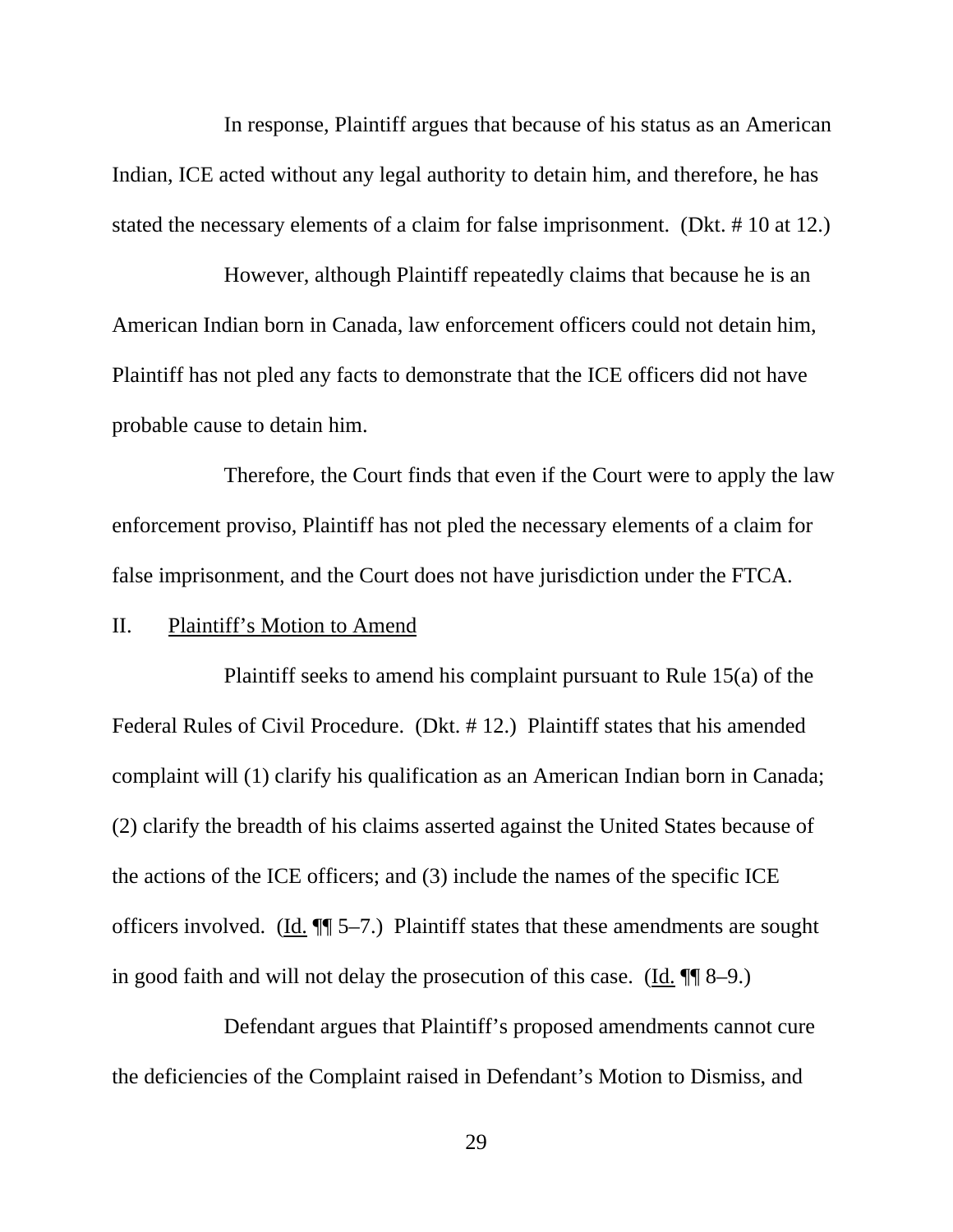In response, Plaintiff argues that because of his status as an American Indian, ICE acted without any legal authority to detain him, and therefore, he has stated the necessary elements of a claim for false imprisonment. (Dkt. # 10 at 12.)

However, although Plaintiff repeatedly claims that because he is an American Indian born in Canada, law enforcement officers could not detain him, Plaintiff has not pled any facts to demonstrate that the ICE officers did not have probable cause to detain him.

Therefore, the Court finds that even if the Court were to apply the law enforcement proviso, Plaintiff has not pled the necessary elements of a claim for false imprisonment, and the Court does not have jurisdiction under the FTCA.

II. Plaintiff's Motion to Amend

Plaintiff seeks to amend his complaint pursuant to Rule 15(a) of the Federal Rules of Civil Procedure. (Dkt. # 12.) Plaintiff states that his amended complaint will (1) clarify his qualification as an American Indian born in Canada; (2) clarify the breadth of his claims asserted against the United States because of the actions of the ICE officers; and (3) include the names of the specific ICE officers involved. (Id. ¶¶ 5–7.) Plaintiff states that these amendments are sought in good faith and will not delay the prosecution of this case. (Id. ¶¶ 8–9.)

Defendant argues that Plaintiff's proposed amendments cannot cure the deficiencies of the Complaint raised in Defendant's Motion to Dismiss, and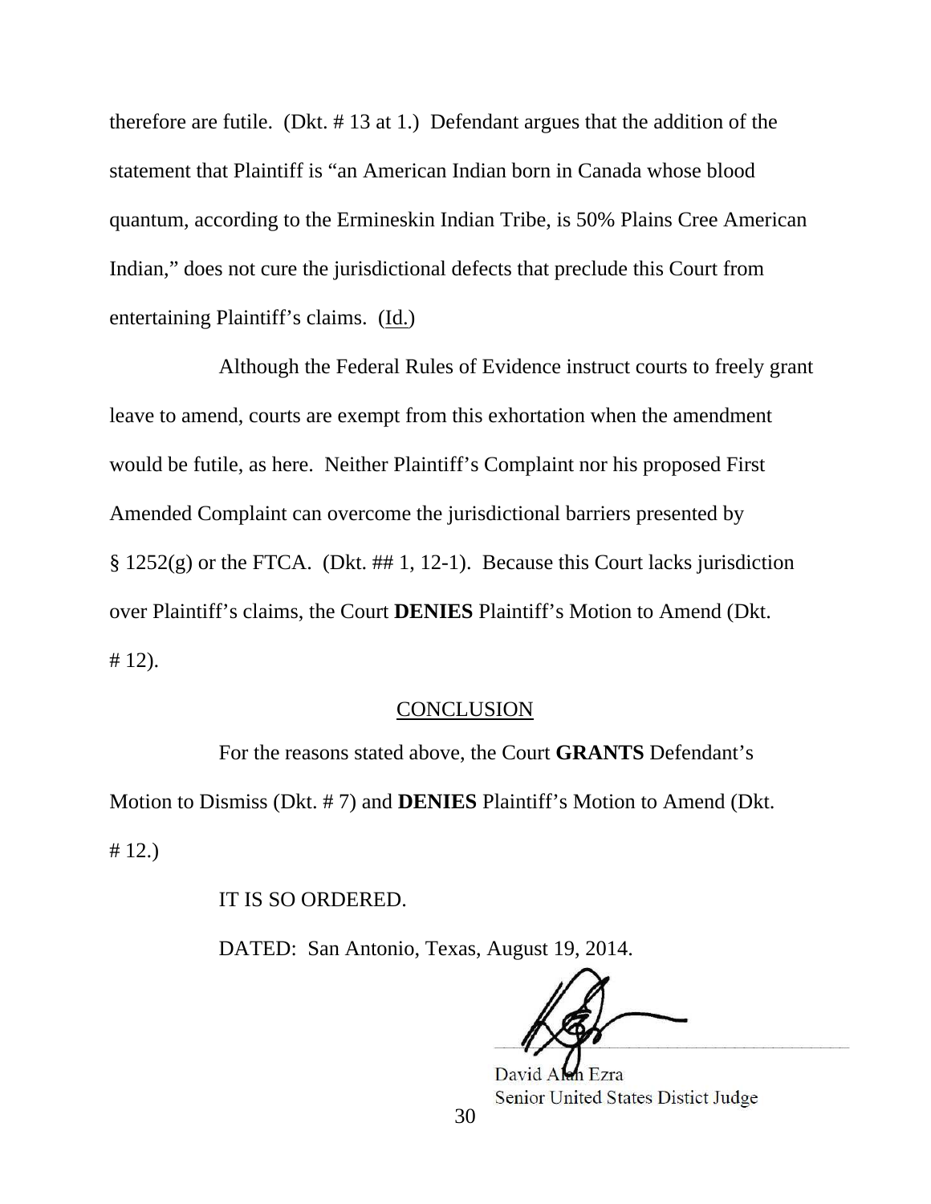therefore are futile. (Dkt. # 13 at 1.) Defendant argues that the addition of the statement that Plaintiff is "an American Indian born in Canada whose blood quantum, according to the Ermineskin Indian Tribe, is 50% Plains Cree American Indian," does not cure the jurisdictional defects that preclude this Court from entertaining Plaintiff's claims. (Id.)

Although the Federal Rules of Evidence instruct courts to freely grant leave to amend, courts are exempt from this exhortation when the amendment would be futile, as here. Neither Plaintiff's Complaint nor his proposed First Amended Complaint can overcome the jurisdictional barriers presented by § 1252(g) or the FTCA. (Dkt. ## 1, 12-1). Because this Court lacks jurisdiction over Plaintiff's claims, the Court **DENIES** Plaintiff's Motion to Amend (Dkt. # 12).

## CONCLUSION

For the reasons stated above, the Court **GRANTS** Defendant's Motion to Dismiss (Dkt. # 7) and **DENIES** Plaintiff's Motion to Amend (Dkt. # 12.)

IT IS SO ORDERED.

DATED: San Antonio, Texas, August 19, 2014.

David Alan Ezra
Senior United States Distict Judge